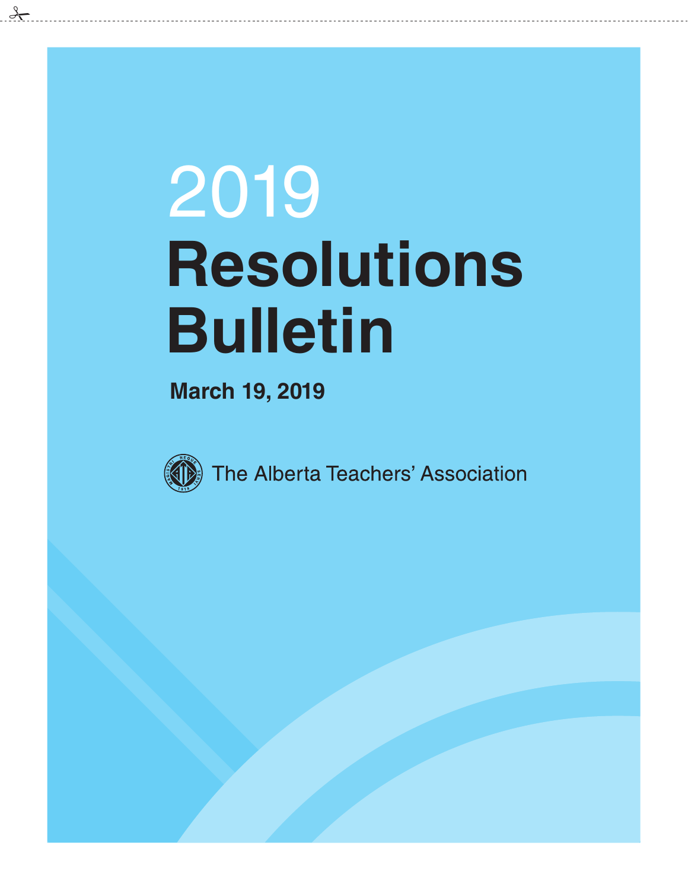# 2019 Resolutions Bulletin

**March 19, 2019**

The Alberta Teachers' Association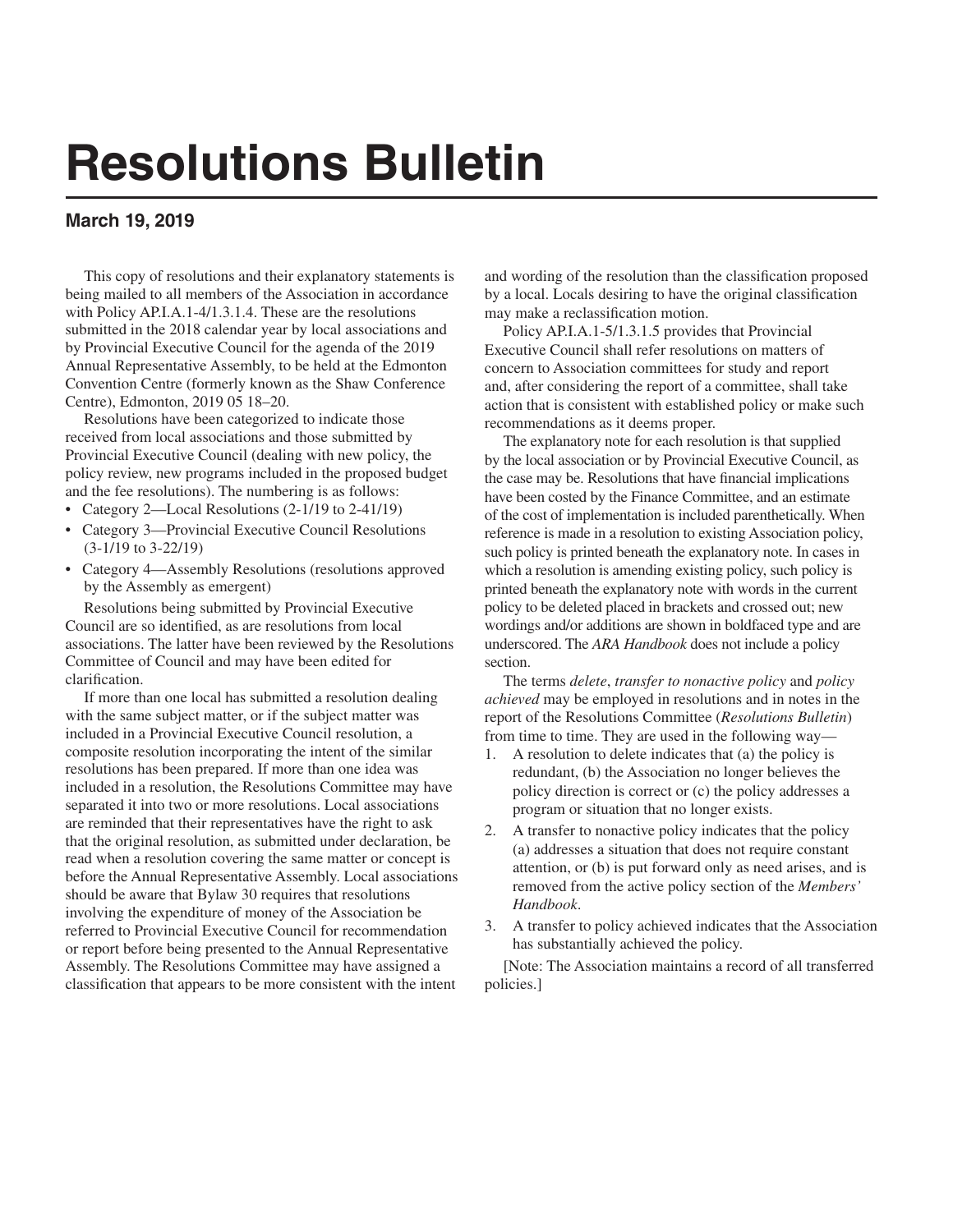# Resolutions Bulletin

**March 19, 2019**

This copy of resolutions and their explanatory statements is being mailed to all members of the Association in accordance with Policy AP.I.A.1-4/1.3.1.4. These are the resolutions submitted in the 2018 calendar year by local associations and by Provincial Executive Council for the agenda of the 2019 Annual Representative Assembly, to be held at the Edmonton Convention Centre (formerly known as the Shaw Conference Centre), Edmonton, 2019 05 18–20.

Resolutions have been categorized to indicate those received from local associations and those submitted by Provincial Executive Council (dealing with new policy, the policy review, new programs included in the proposed budget and the fee resolutions). The numbering is as follows:

- Category 2—Local Resolutions (2-1/19 to 2-41/19)
- Category 3—Provincial Executive Council Resolutions (3-1/19 to 3-22/19)
- Category 4—Assembly Resolutions (resolutions approved by the Assembly as emergent)

Resolutions being submitted by Provincial Executive Council are so identified, as are resolutions from local associations. The latter have been reviewed by the Resolutions Committee of Council and may have been edited for clarification.

If more than one local has submitted a resolution dealing with the same subject matter, or if the subject matter was included in a Provincial Executive Council resolution, a composite resolution incorporating the intent of the similar resolutions has been prepared. If more than one idea was included in a resolution, the Resolutions Committee may have separated it into two or more resolutions. Local associations are reminded that their representatives have the right to ask that the original resolution, as submitted under declaration, be read when a resolution covering the same matter or concept is before the Annual Representative Assembly. Local associations should be aware that Bylaw 30 requires that resolutions involving the expenditure of money of the Association be referred to Provincial Executive Council for recommendation or report before being presented to the Annual Representative Assembly. The Resolutions Committee may have assigned a classification that appears to be more consistent with the intent and wording of the resolution than the classification proposed by a local. Locals desiring to have the original classification may make a reclassification motion.

Policy AP.I.A.1-5/1.3.1.5 provides that Provincial Executive Council shall refer resolutions on matters of concern to Association committees for study and report and, after considering the report of a committee, shall take action that is consistent with established policy or make such recommendations as it deems proper.

The explanatory note for each resolution is that supplied by the local association or by Provincial Executive Council, as the case may be. Resolutions that have financial implications have been costed by the Finance Committee, and an estimate of the cost of implementation is included parenthetically. When reference is made in a resolution to existing Association policy, such policy is printed beneath the explanatory note. In cases in which a resolution is amending existing policy, such policy is printed beneath the explanatory note with words in the current policy to be deleted placed in brackets and crossed out; new wordings and/or additions are shown in boldfaced type and are underscored. The *ARA Handbook* does not include a policy section.

The terms *delete*, *transfer to nonactive policy* and *policy achieved* may be employed in resolutions and in notes in the report of the Resolutions Committee (*Resolutions Bulletin*) from time to time. They are used in the following way—

1. A resolution to delete indicates that (a) the policy is redundant, (b) the Association no longer believes the policy direction is correct or (c) the policy addresses a program or situation that no longer exists.
2. A transfer to nonactive policy indicates that the policy (a) addresses a situation that does not require constant attention, or (b) is put forward only as need arises, and is removed from the active policy section of the *Members' Handbook*.
3. A transfer to policy achieved indicates that the Association has substantially achieved the policy.

[Note: The Association maintains a record of all transferred policies.]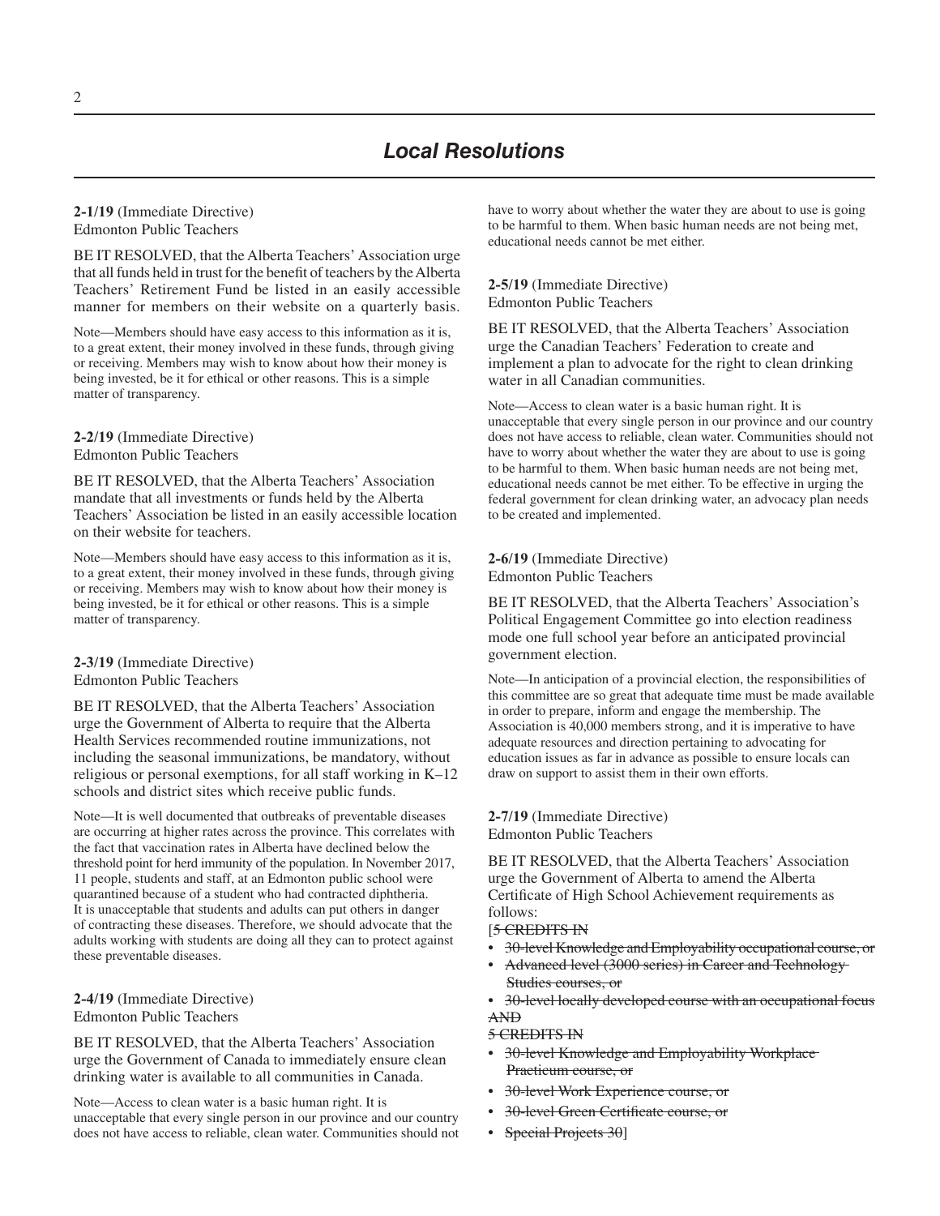## *Local Resolutions*

**2-1/19** (Immediate Directive)
Edmonton Public Teachers

BE IT RESOLVED, that the Alberta Teachers' Association urge that all funds held in trust for the benefit of teachers by the Alberta Teachers' Retirement Fund be listed in an easily accessible manner for members on their website on a quarterly basis.

Note—Members should have easy access to this information as it is, to a great extent, their money involved in these funds, through giving or receiving. Members may wish to know about how their money is being invested, be it for ethical or other reasons. This is a simple matter of transparency.

**2-2/19** (Immediate Directive)
Edmonton Public Teachers

BE IT RESOLVED, that the Alberta Teachers' Association mandate that all investments or funds held by the Alberta Teachers' Association be listed in an easily accessible location on their website for teachers.

Note—Members should have easy access to this information as it is, to a great extent, their money involved in these funds, through giving or receiving. Members may wish to know about how their money is being invested, be it for ethical or other reasons. This is a simple matter of transparency.

**2-3/19** (Immediate Directive)
Edmonton Public Teachers

BE IT RESOLVED, that the Alberta Teachers' Association urge the Government of Alberta to require that the Alberta Health Services recommended routine immunizations, not including the seasonal immunizations, be mandatory, without religious or personal exemptions, for all staff working in K–12 schools and district sites which receive public funds.

Note—It is well documented that outbreaks of preventable diseases are occurring at higher rates across the province. This correlates with the fact that vaccination rates in Alberta have declined below the threshold point for herd immunity of the population. In November 2017, 11 people, students and staff, at an Edmonton public school were quarantined because of a student who had contracted diphtheria. It is unacceptable that students and adults can put others in danger of contracting these diseases. Therefore, we should advocate that the adults working with students are doing all they can to protect against these preventable diseases.

**2-4/19** (Immediate Directive)
Edmonton Public Teachers

BE IT RESOLVED, that the Alberta Teachers' Association urge the Government of Canada to immediately ensure clean drinking water is available to all communities in Canada.

Note—Access to clean water is a basic human right. It is unacceptable that every single person in our province and our country does not have access to reliable, clean water. Communities should not have to worry about whether the water they are about to use is going to be harmful to them. When basic human needs are not being met, educational needs cannot be met either.

**2-5/19** (Immediate Directive)
Edmonton Public Teachers

BE IT RESOLVED, that the Alberta Teachers' Association urge the Canadian Teachers' Federation to create and implement a plan to advocate for the right to clean drinking water in all Canadian communities.

Note—Access to clean water is a basic human right. It is unacceptable that every single person in our province and our country does not have access to reliable, clean water. Communities should not have to worry about whether the water they are about to use is going to be harmful to them. When basic human needs are not being met, educational needs cannot be met either. To be effective in urging the federal government for clean drinking water, an advocacy plan needs to be created and implemented.

**2-6/19** (Immediate Directive)
Edmonton Public Teachers

BE IT RESOLVED, that the Alberta Teachers' Association's Political Engagement Committee go into election readiness mode one full school year before an anticipated provincial government election.

Note—In anticipation of a provincial election, the responsibilities of this committee are so great that adequate time must be made available in order to prepare, inform and engage the membership. The Association is 40,000 members strong, and it is imperative to have adequate resources and direction pertaining to advocating for education issues as far in advance as possible to ensure locals can draw on support to assist them in their own efforts.

**2-7/19** (Immediate Directive)
Edmonton Public Teachers

BE IT RESOLVED, that the Alberta Teachers' Association urge the Government of Alberta to amend the Alberta Certificate of High School Achievement requirements as follows:

[~~5 CREDITS IN~~

- ~~30-level Knowledge and Employability occupational course, or~~
- ~~Advanced level (3000 series) in Career and Technology Studies courses, or~~
- ~~30-level locally developed course with an occupational focus~~

~~AND~~

~~5 CREDITS IN~~

- ~~30-level Knowledge and Employability Workplace Practicum course, or~~
- ~~30-level Work Experience course, or~~
- ~~30-level Green Certificate course, or~~
- ~~Special Projects 30~~]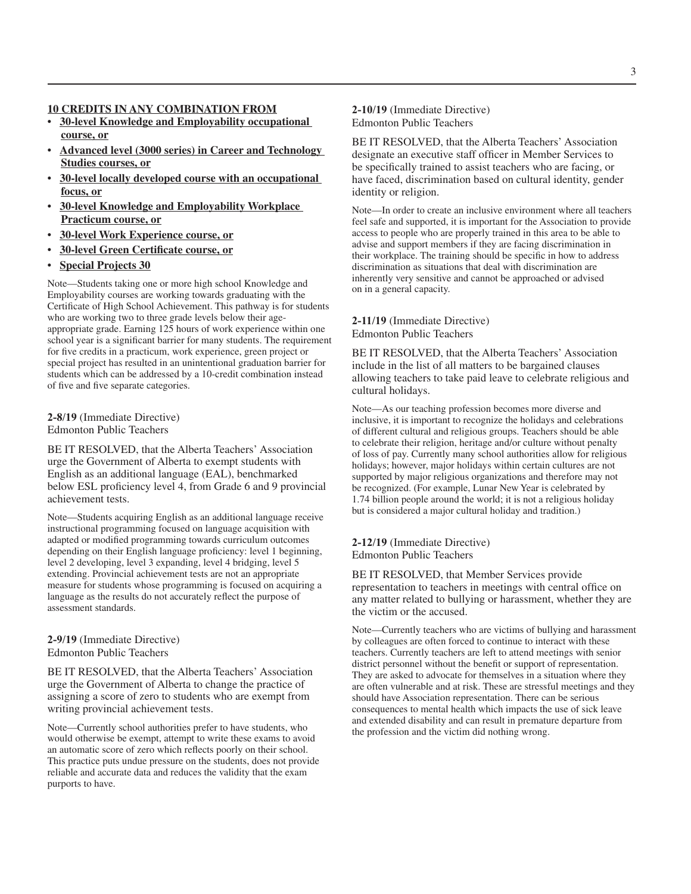**10 CREDITS IN ANY COMBINATION FROM**

- **30-level Knowledge and Employability occupational course, or**
- **Advanced level (3000 series) in Career and Technology Studies courses, or**
- **30-level locally developed course with an occupational focus, or**
- **30-level Knowledge and Employability Workplace Practicum course, or**
- **30-level Work Experience course, or**
- **30-level Green Certificate course, or**
- **Special Projects 30**

Note—Students taking one or more high school Knowledge and Employability courses are working towards graduating with the Certificate of High School Achievement. This pathway is for students who are working two to three grade levels below their age-appropriate grade. Earning 125 hours of work experience within one school year is a significant barrier for many students. The requirement for five credits in a practicum, work experience, green project or special project has resulted in an unintentional graduation barrier for students which can be addressed by a 10-credit combination instead of five and five separate categories.

**2-8/19** (Immediate Directive)
Edmonton Public Teachers

BE IT RESOLVED, that the Alberta Teachers' Association urge the Government of Alberta to exempt students with English as an additional language (EAL), benchmarked below ESL proficiency level 4, from Grade 6 and 9 provincial achievement tests.

Note—Students acquiring English as an additional language receive instructional programming focused on language acquisition with adapted or modified programming towards curriculum outcomes depending on their English language proficiency: level 1 beginning, level 2 developing, level 3 expanding, level 4 bridging, level 5 extending. Provincial achievement tests are not an appropriate measure for students whose programming is focused on acquiring a language as the results do not accurately reflect the purpose of assessment standards.

**2-9/19** (Immediate Directive)
Edmonton Public Teachers

BE IT RESOLVED, that the Alberta Teachers' Association urge the Government of Alberta to change the practice of assigning a score of zero to students who are exempt from writing provincial achievement tests.

Note—Currently school authorities prefer to have students, who would otherwise be exempt, attempt to write these exams to avoid an automatic score of zero which reflects poorly on their school. This practice puts undue pressure on the students, does not provide reliable and accurate data and reduces the validity that the exam purports to have.

**2-10/19** (Immediate Directive)
Edmonton Public Teachers

BE IT RESOLVED, that the Alberta Teachers' Association designate an executive staff officer in Member Services to be specifically trained to assist teachers who are facing, or have faced, discrimination based on cultural identity, gender identity or religion.

Note—In order to create an inclusive environment where all teachers feel safe and supported, it is important for the Association to provide access to people who are properly trained in this area to be able to advise and support members if they are facing discrimination in their workplace. The training should be specific in how to address discrimination as situations that deal with discrimination are inherently very sensitive and cannot be approached or advised on in a general capacity.

**2-11/19** (Immediate Directive)
Edmonton Public Teachers

BE IT RESOLVED, that the Alberta Teachers' Association include in the list of all matters to be bargained clauses allowing teachers to take paid leave to celebrate religious and cultural holidays.

Note—As our teaching profession becomes more diverse and inclusive, it is important to recognize the holidays and celebrations of different cultural and religious groups. Teachers should be able to celebrate their religion, heritage and/or culture without penalty of loss of pay. Currently many school authorities allow for religious holidays; however, major holidays within certain cultures are not supported by major religious organizations and therefore may not be recognized. (For example, Lunar New Year is celebrated by 1.74 billion people around the world; it is not a religious holiday but is considered a major cultural holiday and tradition.)

**2-12/19** (Immediate Directive)
Edmonton Public Teachers

BE IT RESOLVED, that Member Services provide representation to teachers in meetings with central office on any matter related to bullying or harassment, whether they are the victim or the accused.

Note—Currently teachers who are victims of bullying and harassment by colleagues are often forced to continue to interact with these teachers. Currently teachers are left to attend meetings with senior district personnel without the benefit or support of representation. They are asked to advocate for themselves in a situation where they are often vulnerable and at risk. These are stressful meetings and they should have Association representation. There can be serious consequences to mental health which impacts the use of sick leave and extended disability and can result in premature departure from the profession and the victim did nothing wrong.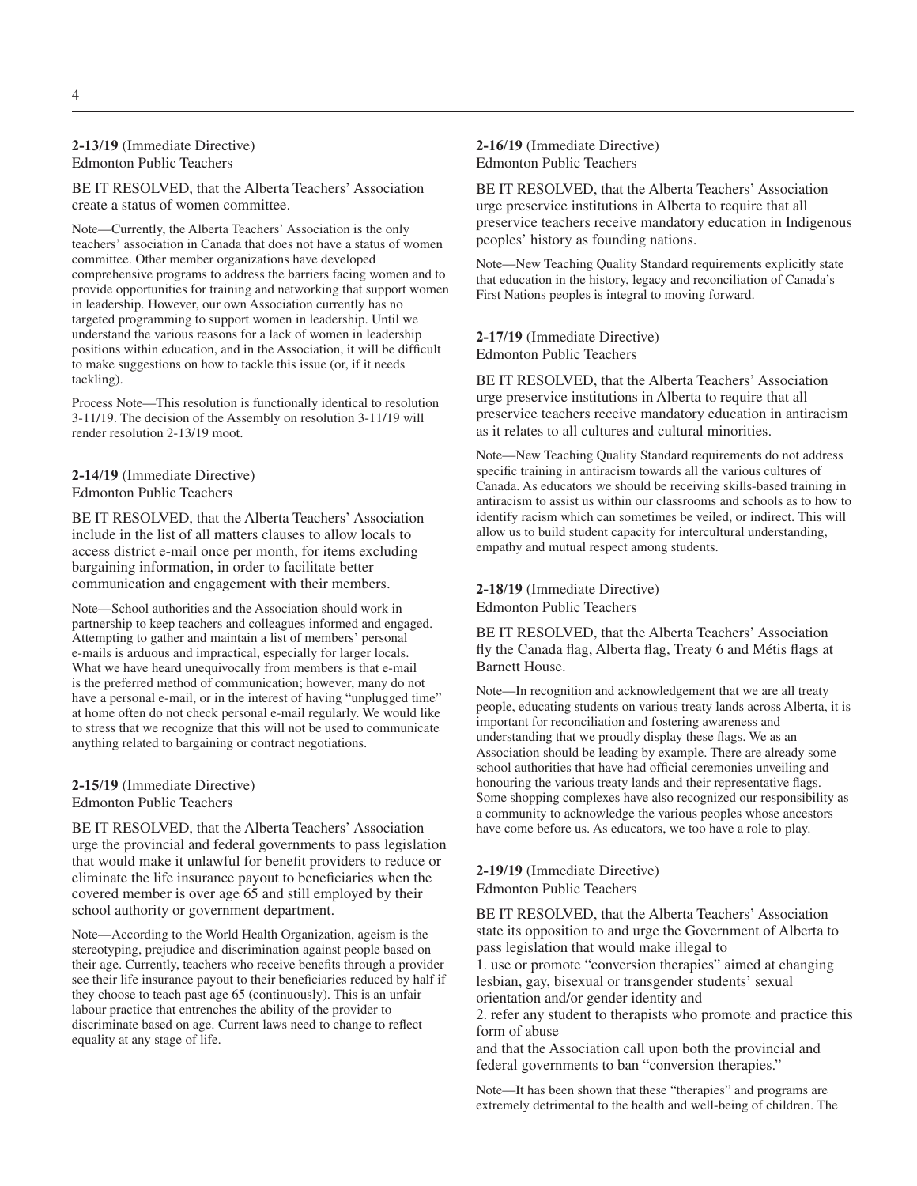**2-13/19** (Immediate Directive)
Edmonton Public Teachers

BE IT RESOLVED, that the Alberta Teachers' Association create a status of women committee.

Note—Currently, the Alberta Teachers' Association is the only teachers' association in Canada that does not have a status of women committee. Other member organizations have developed comprehensive programs to address the barriers facing women and to provide opportunities for training and networking that support women in leadership. However, our own Association currently has no targeted programming to support women in leadership. Until we understand the various reasons for a lack of women in leadership positions within education, and in the Association, it will be difficult to make suggestions on how to tackle this issue (or, if it needs tackling).

Process Note—This resolution is functionally identical to resolution 3-11/19. The decision of the Assembly on resolution 3-11/19 will render resolution 2-13/19 moot.

**2-14/19** (Immediate Directive)
Edmonton Public Teachers

BE IT RESOLVED, that the Alberta Teachers' Association include in the list of all matters clauses to allow locals to access district e-mail once per month, for items excluding bargaining information, in order to facilitate better communication and engagement with their members.

Note—School authorities and the Association should work in partnership to keep teachers and colleagues informed and engaged. Attempting to gather and maintain a list of members' personal e-mails is arduous and impractical, especially for larger locals. What we have heard unequivocally from members is that e-mail is the preferred method of communication; however, many do not have a personal e-mail, or in the interest of having "unplugged time" at home often do not check personal e-mail regularly. We would like to stress that we recognize that this will not be used to communicate anything related to bargaining or contract negotiations.

**2-15/19** (Immediate Directive)
Edmonton Public Teachers

BE IT RESOLVED, that the Alberta Teachers' Association urge the provincial and federal governments to pass legislation that would make it unlawful for benefit providers to reduce or eliminate the life insurance payout to beneficiaries when the covered member is over age 65 and still employed by their school authority or government department.

Note—According to the World Health Organization, ageism is the stereotyping, prejudice and discrimination against people based on their age. Currently, teachers who receive benefits through a provider see their life insurance payout to their beneficiaries reduced by half if they choose to teach past age 65 (continuously). This is an unfair labour practice that entrenches the ability of the provider to discriminate based on age. Current laws need to change to reflect equality at any stage of life.

**2-16/19** (Immediate Directive)
Edmonton Public Teachers

BE IT RESOLVED, that the Alberta Teachers' Association urge preservice institutions in Alberta to require that all preservice teachers receive mandatory education in Indigenous peoples' history as founding nations.

Note—New Teaching Quality Standard requirements explicitly state that education in the history, legacy and reconciliation of Canada's First Nations peoples is integral to moving forward.

**2-17/19** (Immediate Directive)
Edmonton Public Teachers

BE IT RESOLVED, that the Alberta Teachers' Association urge preservice institutions in Alberta to require that all preservice teachers receive mandatory education in antiracism as it relates to all cultures and cultural minorities.

Note—New Teaching Quality Standard requirements do not address specific training in antiracism towards all the various cultures of Canada. As educators we should be receiving skills-based training in antiracism to assist us within our classrooms and schools as to how to identify racism which can sometimes be veiled, or indirect. This will allow us to build student capacity for intercultural understanding, empathy and mutual respect among students.

**2-18/19** (Immediate Directive)
Edmonton Public Teachers

BE IT RESOLVED, that the Alberta Teachers' Association fly the Canada flag, Alberta flag, Treaty 6 and Métis flags at Barnett House.

Note—In recognition and acknowledgement that we are all treaty people, educating students on various treaty lands across Alberta, it is important for reconciliation and fostering awareness and understanding that we proudly display these flags. We as an Association should be leading by example. There are already some school authorities that have had official ceremonies unveiling and honouring the various treaty lands and their representative flags. Some shopping complexes have also recognized our responsibility as a community to acknowledge the various peoples whose ancestors have come before us. As educators, we too have a role to play.

**2-19/19** (Immediate Directive)
Edmonton Public Teachers

BE IT RESOLVED, that the Alberta Teachers' Association state its opposition to and urge the Government of Alberta to pass legislation that would make illegal to

1. use or promote "conversion therapies" aimed at changing lesbian, gay, bisexual or transgender students' sexual orientation and/or gender identity and
2. refer any student to therapists who promote and practice this form of abuse

and that the Association call upon both the provincial and federal governments to ban "conversion therapies."

Note—It has been shown that these "therapies" and programs are extremely detrimental to the health and well-being of children. The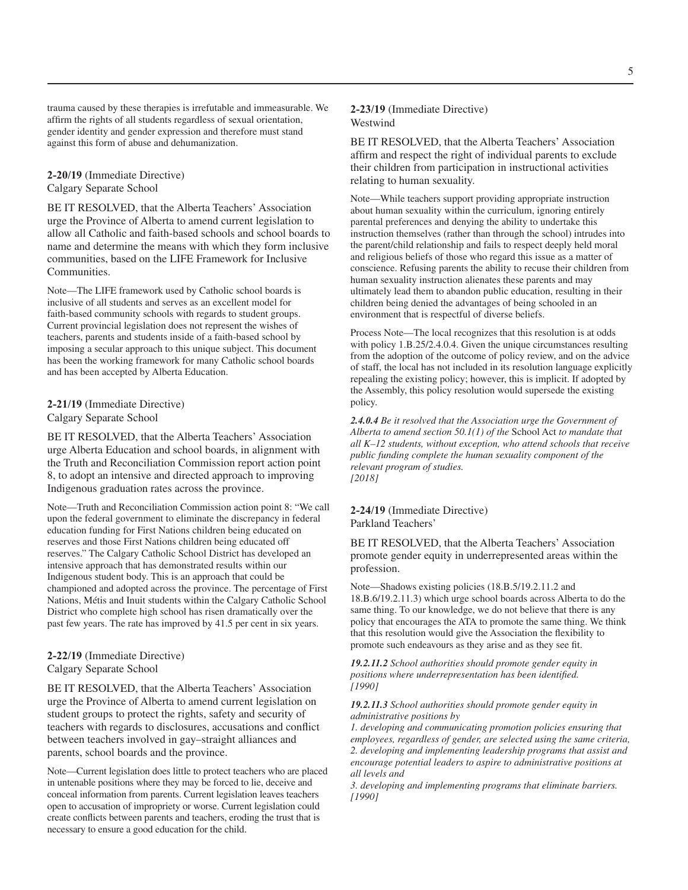trauma caused by these therapies is irrefutable and immeasurable. We affirm the rights of all students regardless of sexual orientation, gender identity and gender expression and therefore must stand against this form of abuse and dehumanization.

**2-20/19** (Immediate Directive)
Calgary Separate School

BE IT RESOLVED, that the Alberta Teachers' Association urge the Province of Alberta to amend current legislation to allow all Catholic and faith-based schools and school boards to name and determine the means with which they form inclusive communities, based on the LIFE Framework for Inclusive Communities.

Note—The LIFE framework used by Catholic school boards is inclusive of all students and serves as an excellent model for faith-based community schools with regards to student groups. Current provincial legislation does not represent the wishes of teachers, parents and students inside of a faith-based school by imposing a secular approach to this unique subject. This document has been the working framework for many Catholic school boards and has been accepted by Alberta Education.

**2-21/19** (Immediate Directive)
Calgary Separate School

BE IT RESOLVED, that the Alberta Teachers' Association urge Alberta Education and school boards, in alignment with the Truth and Reconciliation Commission report action point 8, to adopt an intensive and directed approach to improving Indigenous graduation rates across the province.

Note—Truth and Reconciliation Commission action point 8: "We call upon the federal government to eliminate the discrepancy in federal education funding for First Nations children being educated on reserves and those First Nations children being educated off reserves." The Calgary Catholic School District has developed an intensive approach that has demonstrated results within our Indigenous student body. This is an approach that could be championed and adopted across the province. The percentage of First Nations, Métis and Inuit students within the Calgary Catholic School District who complete high school has risen dramatically over the past few years. The rate has improved by 41.5 per cent in six years.

**2-22/19** (Immediate Directive)
Calgary Separate School

BE IT RESOLVED, that the Alberta Teachers' Association urge the Province of Alberta to amend current legislation on student groups to protect the rights, safety and security of teachers with regards to disclosures, accusations and conflict between teachers involved in gay–straight alliances and parents, school boards and the province.

Note—Current legislation does little to protect teachers who are placed in untenable positions where they may be forced to lie, deceive and conceal information from parents. Current legislation leaves teachers open to accusation of impropriety or worse. Current legislation could create conflicts between parents and teachers, eroding the trust that is necessary to ensure a good education for the child.

**2-23/19** (Immediate Directive)
Westwind

BE IT RESOLVED, that the Alberta Teachers' Association affirm and respect the right of individual parents to exclude their children from participation in instructional activities relating to human sexuality.

Note—While teachers support providing appropriate instruction about human sexuality within the curriculum, ignoring entirely parental preferences and denying the ability to undertake this instruction themselves (rather than through the school) intrudes into the parent/child relationship and fails to respect deeply held moral and religious beliefs of those who regard this issue as a matter of conscience. Refusing parents the ability to recuse their children from human sexuality instruction alienates these parents and may ultimately lead them to abandon public education, resulting in their children being denied the advantages of being schooled in an environment that is respectful of diverse beliefs.

Process Note—The local recognizes that this resolution is at odds with policy 1.B.25/2.4.0.4. Given the unique circumstances resulting from the adoption of the outcome of policy review, and on the advice of staff, the local has not included in its resolution language explicitly repealing the existing policy; however, this is implicit. If adopted by the Assembly, this policy resolution would supersede the existing policy.

***2.4.0.4*** *Be it resolved that the Association urge the Government of Alberta to amend section 50.1(1) of the* School Act *to mandate that all K–12 students, without exception, who attend schools that receive public funding complete the human sexuality component of the relevant program of studies.*
*[2018]*

**2-24/19** (Immediate Directive)
Parkland Teachers'

BE IT RESOLVED, that the Alberta Teachers' Association promote gender equity in underrepresented areas within the profession.

Note—Shadows existing policies (18.B.5/19.2.11.2 and 18.B.6/19.2.11.3) which urge school boards across Alberta to do the same thing. To our knowledge, we do not believe that there is any policy that encourages the ATA to promote the same thing. We think that this resolution would give the Association the flexibility to promote such endeavours as they arise and as they see fit.

***19.2.11.2*** *School authorities should promote gender equity in positions where underrepresentation has been identified.*
*[1990]*

***19.2.11.3*** *School authorities should promote gender equity in administrative positions by*
*1. developing and communicating promotion policies ensuring that employees, regardless of gender, are selected using the same criteria,*
*2. developing and implementing leadership programs that assist and encourage potential leaders to aspire to administrative positions at all levels and*
*3. developing and implementing programs that eliminate barriers.*
*[1990]*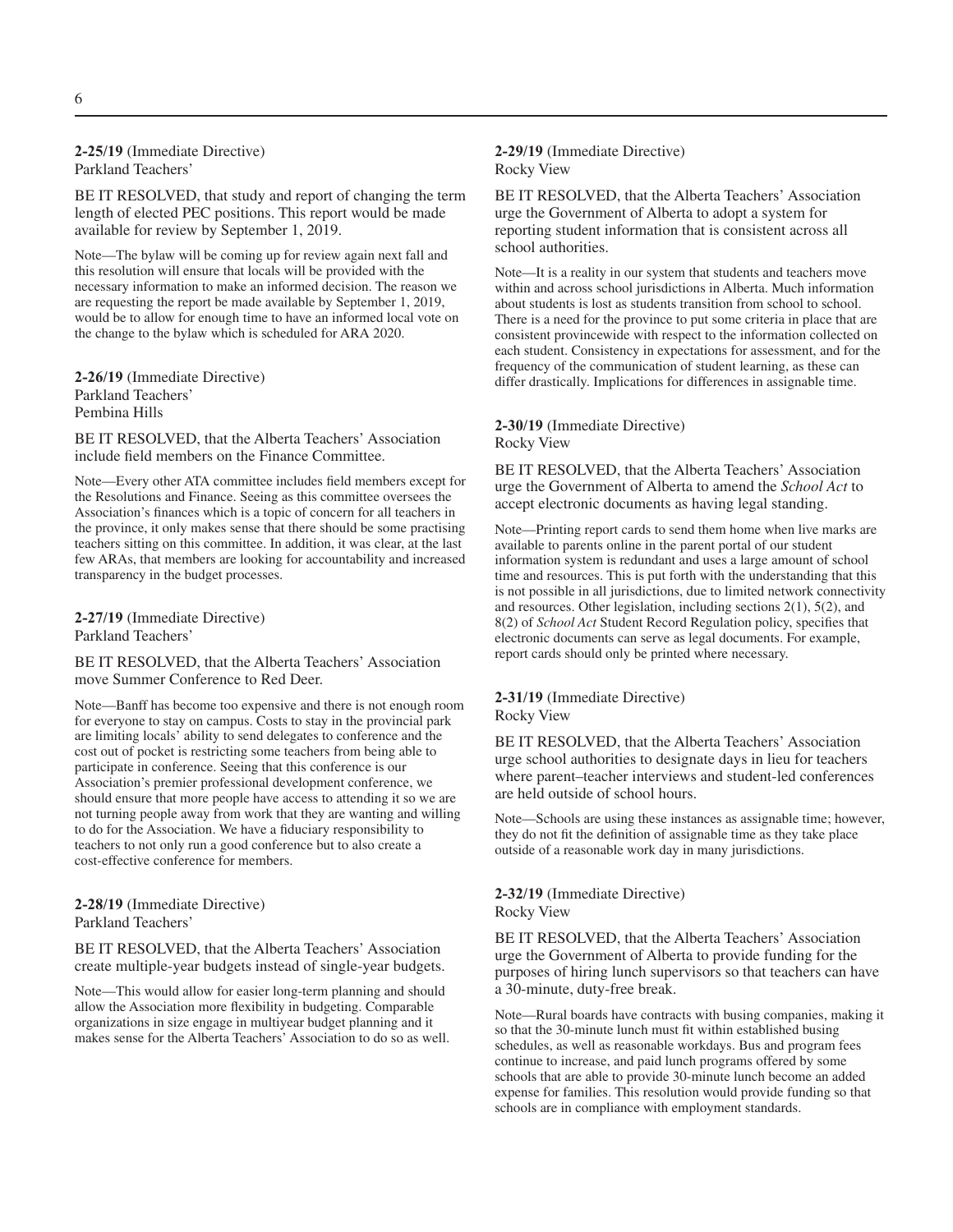**2-25/19** (Immediate Directive)
Parkland Teachers'

BE IT RESOLVED, that study and report of changing the term length of elected PEC positions. This report would be made available for review by September 1, 2019.

Note—The bylaw will be coming up for review again next fall and this resolution will ensure that locals will be provided with the necessary information to make an informed decision. The reason we are requesting the report be made available by September 1, 2019, would be to allow for enough time to have an informed local vote on the change to the bylaw which is scheduled for ARA 2020.

**2-26/19** (Immediate Directive)
Parkland Teachers'
Pembina Hills

BE IT RESOLVED, that the Alberta Teachers' Association include field members on the Finance Committee.

Note—Every other ATA committee includes field members except for the Resolutions and Finance. Seeing as this committee oversees the Association's finances which is a topic of concern for all teachers in the province, it only makes sense that there should be some practising teachers sitting on this committee. In addition, it was clear, at the last few ARAs, that members are looking for accountability and increased transparency in the budget processes.

**2-27/19** (Immediate Directive)
Parkland Teachers'

BE IT RESOLVED, that the Alberta Teachers' Association move Summer Conference to Red Deer.

Note—Banff has become too expensive and there is not enough room for everyone to stay on campus. Costs to stay in the provincial park are limiting locals' ability to send delegates to conference and the cost out of pocket is restricting some teachers from being able to participate in conference. Seeing that this conference is our Association's premier professional development conference, we should ensure that more people have access to attending it so we are not turning people away from work that they are wanting and willing to do for the Association. We have a fiduciary responsibility to teachers to not only run a good conference but to also create a cost-effective conference for members.

**2-28/19** (Immediate Directive)
Parkland Teachers'

BE IT RESOLVED, that the Alberta Teachers' Association create multiple-year budgets instead of single-year budgets.

Note—This would allow for easier long-term planning and should allow the Association more flexibility in budgeting. Comparable organizations in size engage in multiyear budget planning and it makes sense for the Alberta Teachers' Association to do so as well.

**2-29/19** (Immediate Directive)
Rocky View

BE IT RESOLVED, that the Alberta Teachers' Association urge the Government of Alberta to adopt a system for reporting student information that is consistent across all school authorities.

Note—It is a reality in our system that students and teachers move within and across school jurisdictions in Alberta. Much information about students is lost as students transition from school to school. There is a need for the province to put some criteria in place that are consistent provincewide with respect to the information collected on each student. Consistency in expectations for assessment, and for the frequency of the communication of student learning, as these can differ drastically. Implications for differences in assignable time.

**2-30/19** (Immediate Directive)
Rocky View

BE IT RESOLVED, that the Alberta Teachers' Association urge the Government of Alberta to amend the *School Act* to accept electronic documents as having legal standing.

Note—Printing report cards to send them home when live marks are available to parents online in the parent portal of our student information system is redundant and uses a large amount of school time and resources. This is put forth with the understanding that this is not possible in all jurisdictions, due to limited network connectivity and resources. Other legislation, including sections 2(1), 5(2), and 8(2) of *School Act* Student Record Regulation policy, specifies that electronic documents can serve as legal documents. For example, report cards should only be printed where necessary.

**2-31/19** (Immediate Directive)
Rocky View

BE IT RESOLVED, that the Alberta Teachers' Association urge school authorities to designate days in lieu for teachers where parent–teacher interviews and student-led conferences are held outside of school hours.

Note—Schools are using these instances as assignable time; however, they do not fit the definition of assignable time as they take place outside of a reasonable work day in many jurisdictions.

**2-32/19** (Immediate Directive)
Rocky View

BE IT RESOLVED, that the Alberta Teachers' Association urge the Government of Alberta to provide funding for the purposes of hiring lunch supervisors so that teachers can have a 30-minute, duty-free break.

Note—Rural boards have contracts with busing companies, making it so that the 30-minute lunch must fit within established busing schedules, as well as reasonable workdays. Bus and program fees continue to increase, and paid lunch programs offered by some schools that are able to provide 30-minute lunch become an added expense for families. This resolution would provide funding so that schools are in compliance with employment standards.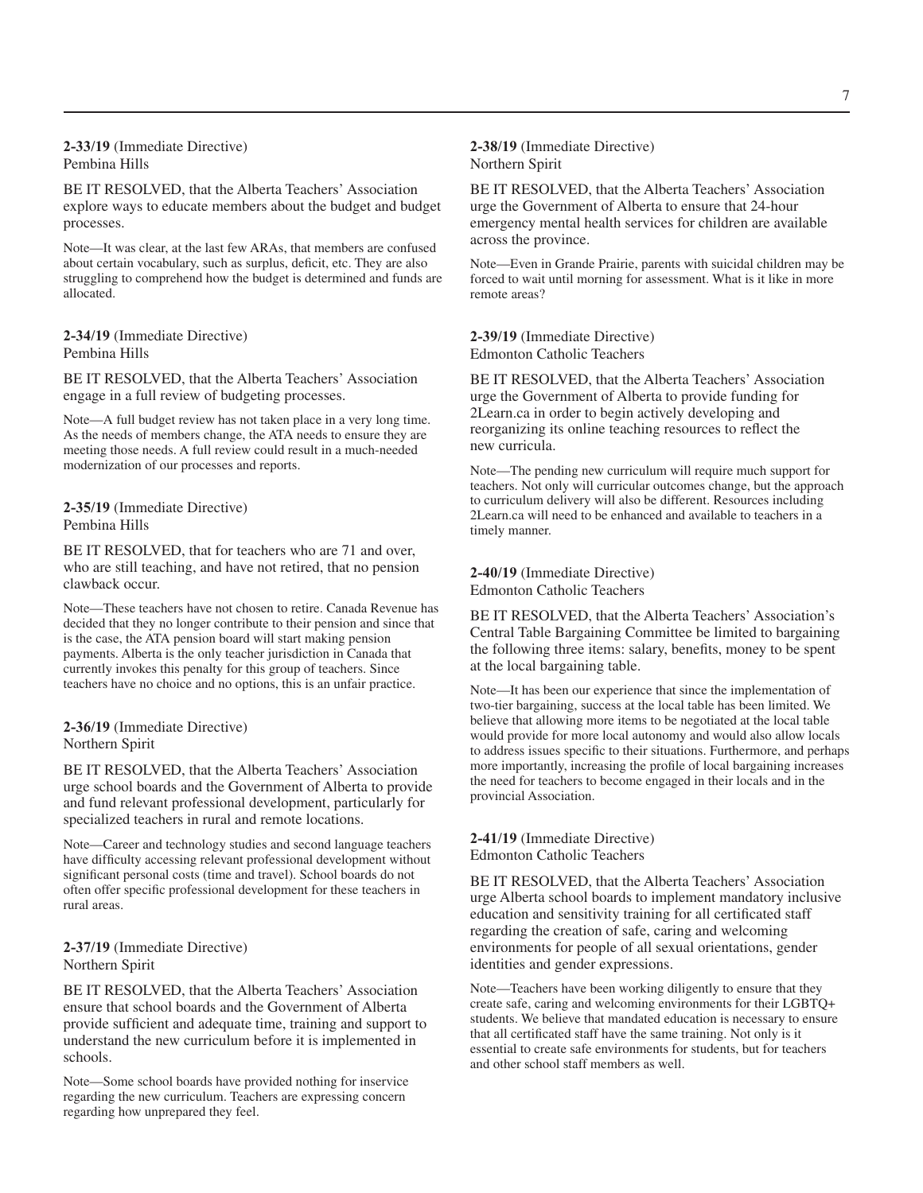**2-33/19** (Immediate Directive)
Pembina Hills

BE IT RESOLVED, that the Alberta Teachers' Association explore ways to educate members about the budget and budget processes.

Note—It was clear, at the last few ARAs, that members are confused about certain vocabulary, such as surplus, deficit, etc. They are also struggling to comprehend how the budget is determined and funds are allocated.

**2-34/19** (Immediate Directive)
Pembina Hills

BE IT RESOLVED, that the Alberta Teachers' Association engage in a full review of budgeting processes.

Note—A full budget review has not taken place in a very long time. As the needs of members change, the ATA needs to ensure they are meeting those needs. A full review could result in a much-needed modernization of our processes and reports.

**2-35/19** (Immediate Directive)
Pembina Hills

BE IT RESOLVED, that for teachers who are 71 and over, who are still teaching, and have not retired, that no pension clawback occur.

Note—These teachers have not chosen to retire. Canada Revenue has decided that they no longer contribute to their pension and since that is the case, the ATA pension board will start making pension payments. Alberta is the only teacher jurisdiction in Canada that currently invokes this penalty for this group of teachers. Since teachers have no choice and no options, this is an unfair practice.

**2-36/19** (Immediate Directive)
Northern Spirit

BE IT RESOLVED, that the Alberta Teachers' Association urge school boards and the Government of Alberta to provide and fund relevant professional development, particularly for specialized teachers in rural and remote locations.

Note—Career and technology studies and second language teachers have difficulty accessing relevant professional development without significant personal costs (time and travel). School boards do not often offer specific professional development for these teachers in rural areas.

**2-37/19** (Immediate Directive)
Northern Spirit

BE IT RESOLVED, that the Alberta Teachers' Association ensure that school boards and the Government of Alberta provide sufficient and adequate time, training and support to understand the new curriculum before it is implemented in schools.

Note—Some school boards have provided nothing for inservice regarding the new curriculum. Teachers are expressing concern regarding how unprepared they feel.

**2-38/19** (Immediate Directive)
Northern Spirit

BE IT RESOLVED, that the Alberta Teachers' Association urge the Government of Alberta to ensure that 24-hour emergency mental health services for children are available across the province.

Note—Even in Grande Prairie, parents with suicidal children may be forced to wait until morning for assessment. What is it like in more remote areas?

**2-39/19** (Immediate Directive)
Edmonton Catholic Teachers

BE IT RESOLVED, that the Alberta Teachers' Association urge the Government of Alberta to provide funding for 2Learn.ca in order to begin actively developing and reorganizing its online teaching resources to reflect the new curricula.

Note—The pending new curriculum will require much support for teachers. Not only will curricular outcomes change, but the approach to curriculum delivery will also be different. Resources including 2Learn.ca will need to be enhanced and available to teachers in a timely manner.

**2-40/19** (Immediate Directive)
Edmonton Catholic Teachers

BE IT RESOLVED, that the Alberta Teachers' Association's Central Table Bargaining Committee be limited to bargaining the following three items: salary, benefits, money to be spent at the local bargaining table.

Note—It has been our experience that since the implementation of two-tier bargaining, success at the local table has been limited. We believe that allowing more items to be negotiated at the local table would provide for more local autonomy and would also allow locals to address issues specific to their situations. Furthermore, and perhaps more importantly, increasing the profile of local bargaining increases the need for teachers to become engaged in their locals and in the provincial Association.

**2-41/19** (Immediate Directive)
Edmonton Catholic Teachers

BE IT RESOLVED, that the Alberta Teachers' Association urge Alberta school boards to implement mandatory inclusive education and sensitivity training for all certificated staff regarding the creation of safe, caring and welcoming environments for people of all sexual orientations, gender identities and gender expressions.

Note—Teachers have been working diligently to ensure that they create safe, caring and welcoming environments for their LGBTQ+ students. We believe that mandated education is necessary to ensure that all certificated staff have the same training. Not only is it essential to create safe environments for students, but for teachers and other school staff members as well.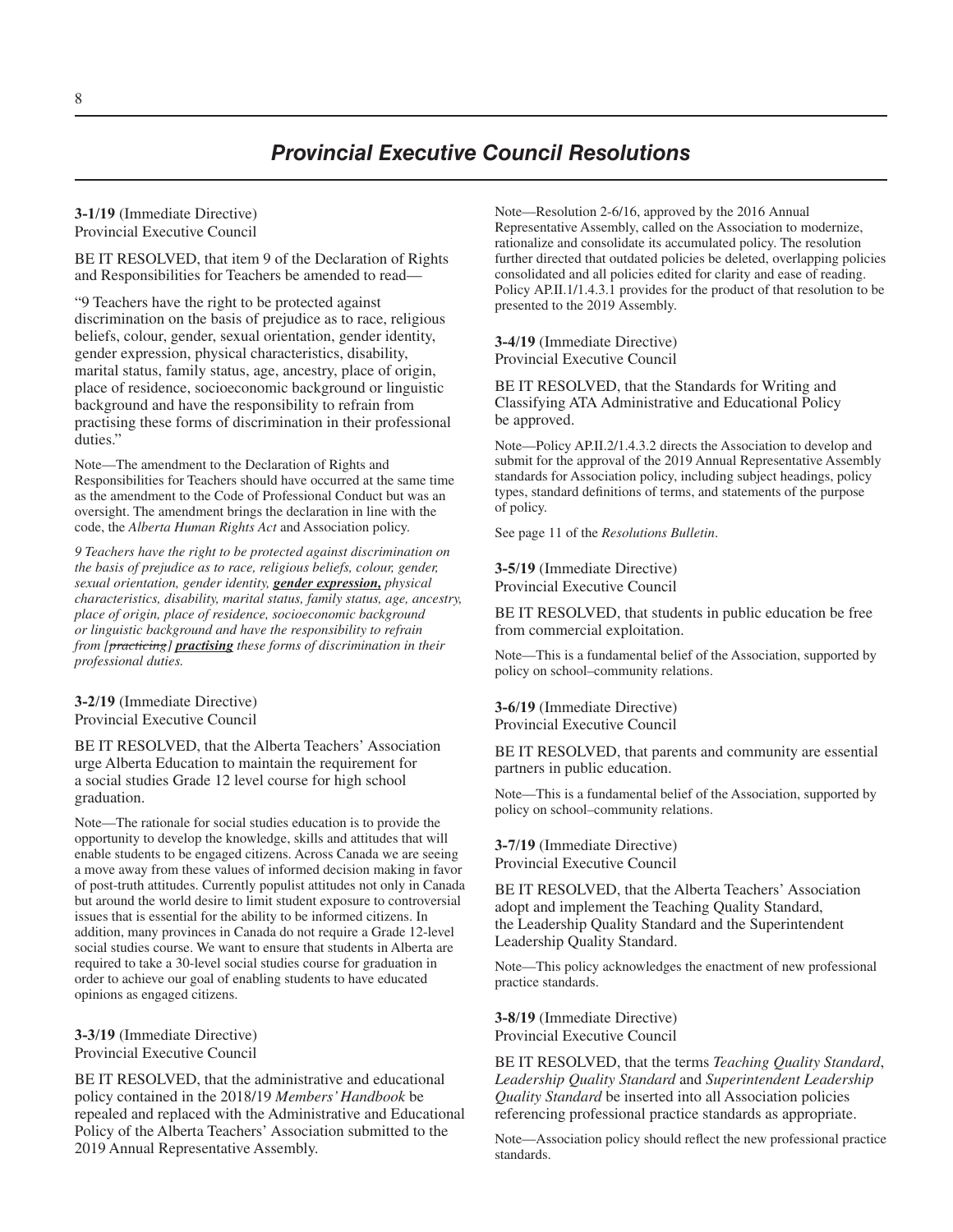## *Provincial Executive Council Resolutions*

**3-1/19** (Immediate Directive)
Provincial Executive Council

BE IT RESOLVED, that item 9 of the Declaration of Rights and Responsibilities for Teachers be amended to read—

"9 Teachers have the right to be protected against discrimination on the basis of prejudice as to race, religious beliefs, colour, gender, sexual orientation, gender identity, gender expression, physical characteristics, disability, marital status, family status, age, ancestry, place of origin, place of residence, socioeconomic background or linguistic background and have the responsibility to refrain from practising these forms of discrimination in their professional duties."

Note—The amendment to the Declaration of Rights and Responsibilities for Teachers should have occurred at the same time as the amendment to the Code of Professional Conduct but was an oversight. The amendment brings the declaration in line with the code, the *Alberta Human Rights Act* and Association policy.

*9 Teachers have the right to be protected against discrimination on the basis of prejudice as to race, religious beliefs, colour, gender, sexual orientation, gender identity,* ***gender expression,*** *physical characteristics, disability, marital status, family status, age, ancestry, place of origin, place of residence, socioeconomic background or linguistic background and have the responsibility to refrain from [~~practicing~~]* ***practising*** *these forms of discrimination in their professional duties.*

**3-2/19** (Immediate Directive)
Provincial Executive Council

BE IT RESOLVED, that the Alberta Teachers' Association urge Alberta Education to maintain the requirement for a social studies Grade 12 level course for high school graduation.

Note—The rationale for social studies education is to provide the opportunity to develop the knowledge, skills and attitudes that will enable students to be engaged citizens. Across Canada we are seeing a move away from these values of informed decision making in favor of post-truth attitudes. Currently populist attitudes not only in Canada but around the world desire to limit student exposure to controversial issues that is essential for the ability to be informed citizens. In addition, many provinces in Canada do not require a Grade 12-level social studies course. We want to ensure that students in Alberta are required to take a 30-level social studies course for graduation in order to achieve our goal of enabling students to have educated opinions as engaged citizens.

**3-3/19** (Immediate Directive)
Provincial Executive Council

BE IT RESOLVED, that the administrative and educational policy contained in the 2018/19 *Members' Handbook* be repealed and replaced with the Administrative and Educational Policy of the Alberta Teachers' Association submitted to the 2019 Annual Representative Assembly.

Note—Resolution 2-6/16, approved by the 2016 Annual Representative Assembly, called on the Association to modernize, rationalize and consolidate its accumulated policy. The resolution further directed that outdated policies be deleted, overlapping policies consolidated and all policies edited for clarity and ease of reading. Policy AP.II.1/1.4.3.1 provides for the product of that resolution to be presented to the 2019 Assembly.

**3-4/19** (Immediate Directive)
Provincial Executive Council

BE IT RESOLVED, that the Standards for Writing and Classifying ATA Administrative and Educational Policy be approved.

Note—Policy AP.II.2/1.4.3.2 directs the Association to develop and submit for the approval of the 2019 Annual Representative Assembly standards for Association policy, including subject headings, policy types, standard definitions of terms, and statements of the purpose of policy.

See page 11 of the *Resolutions Bulletin*.

**3-5/19** (Immediate Directive)
Provincial Executive Council

BE IT RESOLVED, that students in public education be free from commercial exploitation.

Note—This is a fundamental belief of the Association, supported by policy on school–community relations.

**3-6/19** (Immediate Directive)
Provincial Executive Council

BE IT RESOLVED, that parents and community are essential partners in public education.

Note—This is a fundamental belief of the Association, supported by policy on school–community relations.

**3-7/19** (Immediate Directive)
Provincial Executive Council

BE IT RESOLVED, that the Alberta Teachers' Association adopt and implement the Teaching Quality Standard, the Leadership Quality Standard and the Superintendent Leadership Quality Standard.

Note—This policy acknowledges the enactment of new professional practice standards.

**3-8/19** (Immediate Directive)
Provincial Executive Council

BE IT RESOLVED, that the terms *Teaching Quality Standard*, *Leadership Quality Standard* and *Superintendent Leadership Quality Standard* be inserted into all Association policies referencing professional practice standards as appropriate.

Note—Association policy should reflect the new professional practice standards.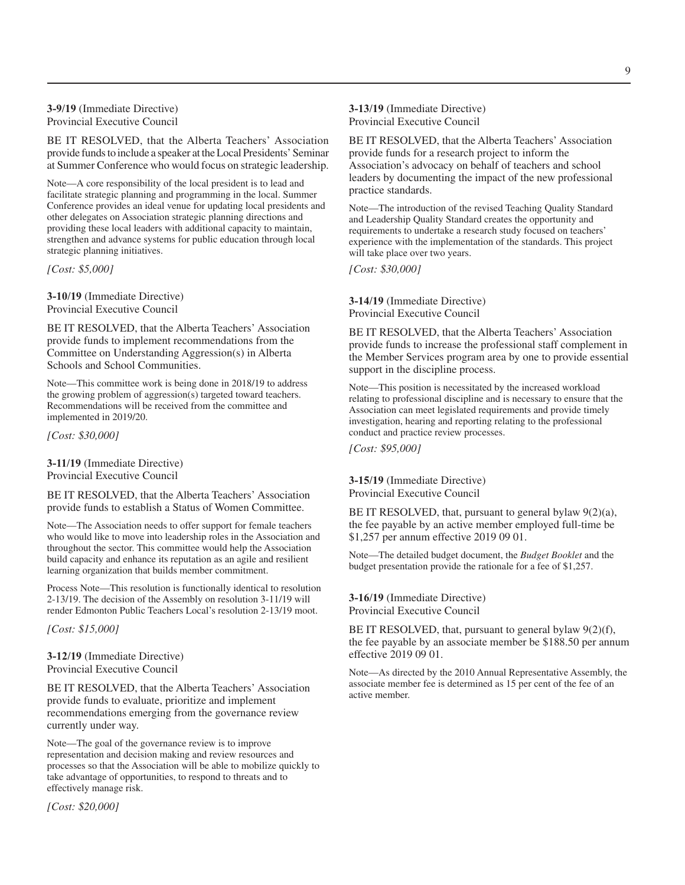**3-9/19** (Immediate Directive)
Provincial Executive Council

BE IT RESOLVED, that the Alberta Teachers' Association provide funds to include a speaker at the Local Presidents' Seminar at Summer Conference who would focus on strategic leadership.

Note—A core responsibility of the local president is to lead and facilitate strategic planning and programming in the local. Summer Conference provides an ideal venue for updating local presidents and other delegates on Association strategic planning directions and providing these local leaders with additional capacity to maintain, strengthen and advance systems for public education through local strategic planning initiatives.

*[Cost: $5,000]*

**3-10/19** (Immediate Directive)
Provincial Executive Council

BE IT RESOLVED, that the Alberta Teachers' Association provide funds to implement recommendations from the Committee on Understanding Aggression(s) in Alberta Schools and School Communities.

Note—This committee work is being done in 2018/19 to address the growing problem of aggression(s) targeted toward teachers. Recommendations will be received from the committee and implemented in 2019/20.

*[Cost: $30,000]*

**3-11/19** (Immediate Directive)
Provincial Executive Council

BE IT RESOLVED, that the Alberta Teachers' Association provide funds to establish a Status of Women Committee.

Note—The Association needs to offer support for female teachers who would like to move into leadership roles in the Association and throughout the sector. This committee would help the Association build capacity and enhance its reputation as an agile and resilient learning organization that builds member commitment.

Process Note—This resolution is functionally identical to resolution 2-13/19. The decision of the Assembly on resolution 3-11/19 will render Edmonton Public Teachers Local's resolution 2-13/19 moot.

*[Cost: $15,000]*

**3-12/19** (Immediate Directive)
Provincial Executive Council

BE IT RESOLVED, that the Alberta Teachers' Association provide funds to evaluate, prioritize and implement recommendations emerging from the governance review currently under way.

Note—The goal of the governance review is to improve representation and decision making and review resources and processes so that the Association will be able to mobilize quickly to take advantage of opportunities, to respond to threats and to effectively manage risk.

*[Cost: $20,000]*

**3-13/19** (Immediate Directive)
Provincial Executive Council

BE IT RESOLVED, that the Alberta Teachers' Association provide funds for a research project to inform the Association's advocacy on behalf of teachers and school leaders by documenting the impact of the new professional practice standards.

Note—The introduction of the revised Teaching Quality Standard and Leadership Quality Standard creates the opportunity and requirements to undertake a research study focused on teachers' experience with the implementation of the standards. This project will take place over two years.

*[Cost: $30,000]*

**3-14/19** (Immediate Directive)
Provincial Executive Council

BE IT RESOLVED, that the Alberta Teachers' Association provide funds to increase the professional staff complement in the Member Services program area by one to provide essential support in the discipline process.

Note—This position is necessitated by the increased workload relating to professional discipline and is necessary to ensure that the Association can meet legislated requirements and provide timely investigation, hearing and reporting relating to the professional conduct and practice review processes.

*[Cost: $95,000]*

**3-15/19** (Immediate Directive)
Provincial Executive Council

BE IT RESOLVED, that, pursuant to general bylaw 9(2)(a), the fee payable by an active member employed full-time be $1,257 per annum effective 2019 09 01.

Note—The detailed budget document, the *Budget Booklet* and the budget presentation provide the rationale for a fee of $1,257.

**3-16/19** (Immediate Directive)
Provincial Executive Council

BE IT RESOLVED, that, pursuant to general bylaw 9(2)(f), the fee payable by an associate member be $188.50 per annum effective 2019 09 01.

Note—As directed by the 2010 Annual Representative Assembly, the associate member fee is determined as 15 per cent of the fee of an active member.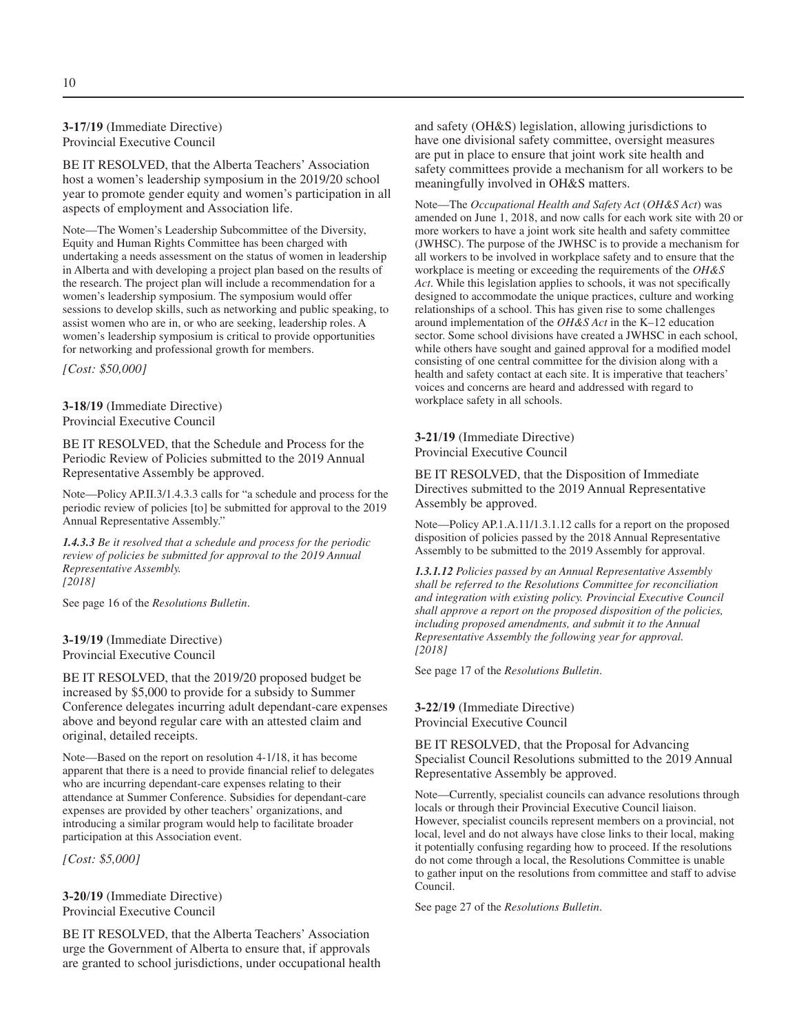**3-17/19** (Immediate Directive)
Provincial Executive Council

BE IT RESOLVED, that the Alberta Teachers' Association host a women's leadership symposium in the 2019/20 school year to promote gender equity and women's participation in all aspects of employment and Association life.

Note—The Women's Leadership Subcommittee of the Diversity, Equity and Human Rights Committee has been charged with undertaking a needs assessment on the status of women in leadership in Alberta and with developing a project plan based on the results of the research. The project plan will include a recommendation for a women's leadership symposium. The symposium would offer sessions to develop skills, such as networking and public speaking, to assist women who are in, or who are seeking, leadership roles. A women's leadership symposium is critical to provide opportunities for networking and professional growth for members.

*[Cost: $50,000]*

**3-18/19** (Immediate Directive)
Provincial Executive Council

BE IT RESOLVED, that the Schedule and Process for the Periodic Review of Policies submitted to the 2019 Annual Representative Assembly be approved.

Note—Policy AP.II.3/1.4.3.3 calls for "a schedule and process for the periodic review of policies [to] be submitted for approval to the 2019 Annual Representative Assembly."

***1.4.3.3*** *Be it resolved that a schedule and process for the periodic review of policies be submitted for approval to the 2019 Annual Representative Assembly.*
*[2018]*

See page 16 of the *Resolutions Bulletin*.

**3-19/19** (Immediate Directive)
Provincial Executive Council

BE IT RESOLVED, that the 2019/20 proposed budget be increased by $5,000 to provide for a subsidy to Summer Conference delegates incurring adult dependant-care expenses above and beyond regular care with an attested claim and original, detailed receipts.

Note—Based on the report on resolution 4-1/18, it has become apparent that there is a need to provide financial relief to delegates who are incurring dependant-care expenses relating to their attendance at Summer Conference. Subsidies for dependant-care expenses are provided by other teachers' organizations, and introducing a similar program would help to facilitate broader participation at this Association event.

*[Cost: $5,000]*

**3-20/19** (Immediate Directive)
Provincial Executive Council

BE IT RESOLVED, that the Alberta Teachers' Association urge the Government of Alberta to ensure that, if approvals are granted to school jurisdictions, under occupational health and safety (OH&S) legislation, allowing jurisdictions to have one divisional safety committee, oversight measures are put in place to ensure that joint work site health and safety committees provide a mechanism for all workers to be meaningfully involved in OH&S matters.

Note—The *Occupational Health and Safety Act* (*OH&S Act*) was amended on June 1, 2018, and now calls for each work site with 20 or more workers to have a joint work site health and safety committee (JWHSC). The purpose of the JWHSC is to provide a mechanism for all workers to be involved in workplace safety and to ensure that the workplace is meeting or exceeding the requirements of the *OH&S Act*. While this legislation applies to schools, it was not specifically designed to accommodate the unique practices, culture and working relationships of a school. This has given rise to some challenges around implementation of the *OH&S Act* in the K–12 education sector. Some school divisions have created a JWHSC in each school, while others have sought and gained approval for a modified model consisting of one central committee for the division along with a health and safety contact at each site. It is imperative that teachers' voices and concerns are heard and addressed with regard to workplace safety in all schools.

**3-21/19** (Immediate Directive)
Provincial Executive Council

BE IT RESOLVED, that the Disposition of Immediate Directives submitted to the 2019 Annual Representative Assembly be approved.

Note—Policy AP.1.A.11/1.3.1.12 calls for a report on the proposed disposition of policies passed by the 2018 Annual Representative Assembly to be submitted to the 2019 Assembly for approval.

***1.3.1.12*** *Policies passed by an Annual Representative Assembly shall be referred to the Resolutions Committee for reconciliation and integration with existing policy. Provincial Executive Council shall approve a report on the proposed disposition of the policies, including proposed amendments, and submit it to the Annual Representative Assembly the following year for approval.*
*[2018]*

See page 17 of the *Resolutions Bulletin*.

**3-22/19** (Immediate Directive)
Provincial Executive Council

BE IT RESOLVED, that the Proposal for Advancing Specialist Council Resolutions submitted to the 2019 Annual Representative Assembly be approved.

Note—Currently, specialist councils can advance resolutions through locals or through their Provincial Executive Council liaison. However, specialist councils represent members on a provincial, not local, level and do not always have close links to their local, making it potentially confusing regarding how to proceed. If the resolutions do not come through a local, the Resolutions Committee is unable to gather input on the resolutions from committee and staff to advise Council.

See page 27 of the *Resolutions Bulletin*.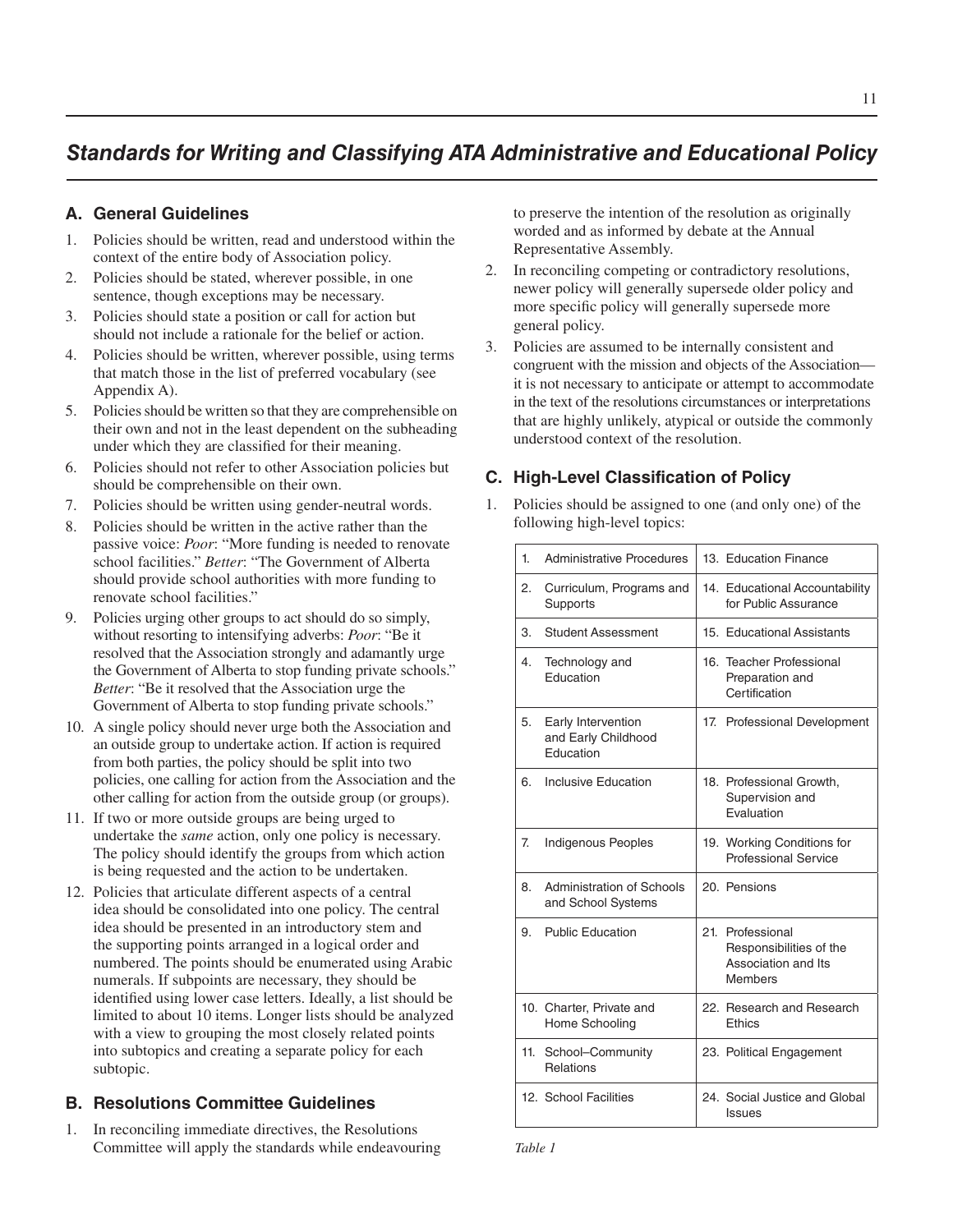## Standards for Writing and Classifying ATA Administrative and Educational Policy

### A. General Guidelines

1. Policies should be written, read and understood within the context of the entire body of Association policy.
2. Policies should be stated, wherever possible, in one sentence, though exceptions may be necessary.
3. Policies should state a position or call for action but should not include a rationale for the belief or action.
4. Policies should be written, wherever possible, using terms that match those in the list of preferred vocabulary (see Appendix A).
5. Policies should be written so that they are comprehensible on their own and not in the least dependent on the subheading under which they are classified for their meaning.
6. Policies should not refer to other Association policies but should be comprehensible on their own.
7. Policies should be written using gender-neutral words.
8. Policies should be written in the active rather than the passive voice: *Poor*: "More funding is needed to renovate school facilities." *Better*: "The Government of Alberta should provide school authorities with more funding to renovate school facilities."
9. Policies urging other groups to act should do so simply, without resorting to intensifying adverbs: *Poor*: "Be it resolved that the Association strongly and adamantly urge the Government of Alberta to stop funding private schools." *Better*: "Be it resolved that the Association urge the Government of Alberta to stop funding private schools."
10. A single policy should never urge both the Association and an outside group to undertake action. If action is required from both parties, the policy should be split into two policies, one calling for action from the Association and the other calling for action from the outside group (or groups).
11. If two or more outside groups are being urged to undertake the *same* action, only one policy is necessary. The policy should identify the groups from which action is being requested and the action to be undertaken.
12. Policies that articulate different aspects of a central idea should be consolidated into one policy. The central idea should be presented in an introductory stem and the supporting points arranged in a logical order and numbered. The points should be enumerated using Arabic numerals. If subpoints are necessary, they should be identified using lower case letters. Ideally, a list should be limited to about 10 items. Longer lists should be analyzed with a view to grouping the most closely related points into subtopics and creating a separate policy for each subtopic.

### B. Resolutions Committee Guidelines

1. In reconciling immediate directives, the Resolutions Committee will apply the standards while endeavouring to preserve the intention of the resolution as originally worded and as informed by debate at the Annual Representative Assembly.
2. In reconciling competing or contradictory resolutions, newer policy will generally supersede older policy and more specific policy will generally supersede more general policy.
3. Policies are assumed to be internally consistent and congruent with the mission and objects of the Association—it is not necessary to anticipate or attempt to accommodate in the text of the resolutions circumstances or interpretations that are highly unlikely, atypical or outside the commonly understood context of the resolution.

### C. High-Level Classification of Policy

1. Policies should be assigned to one (and only one) of the following high-level topics:

| | |
|---|---|
| 1. Administrative Procedures | 13. Education Finance |
| 2. Curriculum, Programs and Supports | 14. Educational Accountability for Public Assurance |
| 3. Student Assessment | 15. Educational Assistants |
| 4. Technology and Education | 16. Teacher Professional Preparation and Certification |
| 5. Early Intervention and Early Childhood Education | 17. Professional Development |
| 6. Inclusive Education | 18. Professional Growth, Supervision and Evaluation |
| 7. Indigenous Peoples | 19. Working Conditions for Professional Service |
| 8. Administration of Schools and School Systems | 20. Pensions |
| 9. Public Education | 21. Professional Responsibilities of the Association and Its Members |
| 10. Charter, Private and Home Schooling | 22. Research and Research Ethics |
| 11. School–Community Relations | 23. Political Engagement |
| 12. School Facilities | 24. Social Justice and Global Issues |

*Table 1*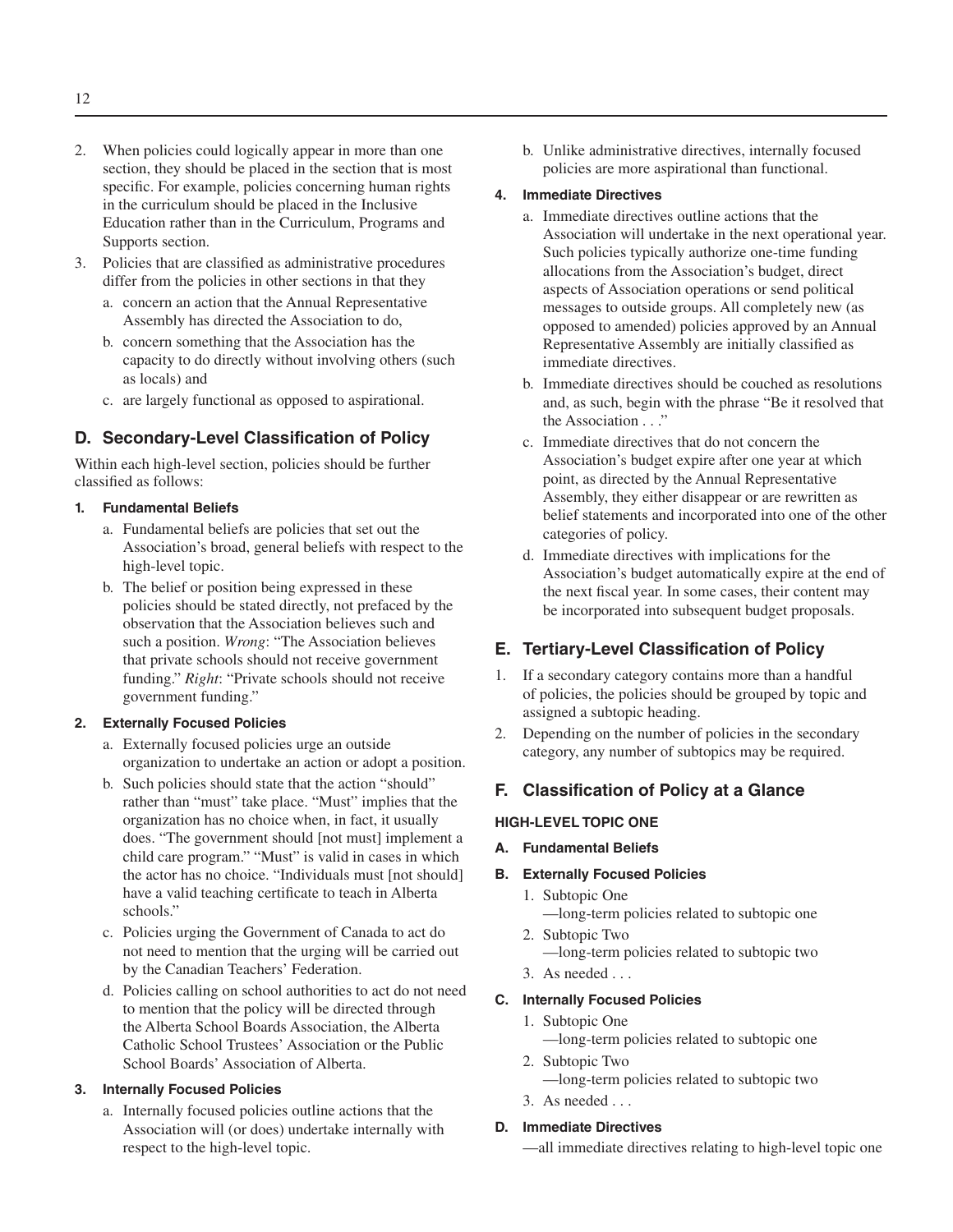2. When policies could logically appear in more than one section, they should be placed in the section that is most specific. For example, policies concerning human rights in the curriculum should be placed in the Inclusive Education rather than in the Curriculum, Programs and Supports section.
3. Policies that are classified as administrative procedures differ from the policies in other sections in that they
   a. concern an action that the Annual Representative Assembly has directed the Association to do,
   b. concern something that the Association has the capacity to do directly without involving others (such as locals) and
   c. are largely functional as opposed to aspirational.

## D. Secondary-Level Classification of Policy

Within each high-level section, policies should be further classified as follows:

### 1. Fundamental Beliefs

a. Fundamental beliefs are policies that set out the Association's broad, general beliefs with respect to the high-level topic.

b. The belief or position being expressed in these policies should be stated directly, not prefaced by the observation that the Association believes such and such a position. *Wrong*: "The Association believes that private schools should not receive government funding." *Right*: "Private schools should not receive government funding."

### 2. Externally Focused Policies

a. Externally focused policies urge an outside organization to undertake an action or adopt a position.

b. Such policies should state that the action "should" rather than "must" take place. "Must" implies that the organization has no choice when, in fact, it usually does. "The government should [not must] implement a child care program." "Must" is valid in cases in which the actor has no choice. "Individuals must [not should] have a valid teaching certificate to teach in Alberta schools."

c. Policies urging the Government of Canada to act do not need to mention that the urging will be carried out by the Canadian Teachers' Federation.

d. Policies calling on school authorities to act do not need to mention that the policy will be directed through the Alberta School Boards Association, the Alberta Catholic School Trustees' Association or the Public School Boards' Association of Alberta.

### 3. Internally Focused Policies

a. Internally focused policies outline actions that the Association will (or does) undertake internally with respect to the high-level topic.

b. Unlike administrative directives, internally focused policies are more aspirational than functional.

### 4. Immediate Directives

a. Immediate directives outline actions that the Association will undertake in the next operational year. Such policies typically authorize one-time funding allocations from the Association's budget, direct aspects of Association operations or send political messages to outside groups. All completely new (as opposed to amended) policies approved by an Annual Representative Assembly are initially classified as immediate directives.

b. Immediate directives should be couched as resolutions and, as such, begin with the phrase "Be it resolved that the Association . . ."

c. Immediate directives that do not concern the Association's budget expire after one year at which point, as directed by the Annual Representative Assembly, they either disappear or are rewritten as belief statements and incorporated into one of the other categories of policy.

d. Immediate directives with implications for the Association's budget automatically expire at the end of the next fiscal year. In some cases, their content may be incorporated into subsequent budget proposals.

## E. Tertiary-Level Classification of Policy

1. If a secondary category contains more than a handful of policies, the policies should be grouped by topic and assigned a subtopic heading.
2. Depending on the number of policies in the secondary category, any number of subtopics may be required.

## F. Classification of Policy at a Glance

**HIGH-LEVEL TOPIC ONE**

**A. Fundamental Beliefs**

**B. Externally Focused Policies**

1. Subtopic One
   —long-term policies related to subtopic one
2. Subtopic Two
   —long-term policies related to subtopic two
3. As needed . . .

**C. Internally Focused Policies**

1. Subtopic One
   —long-term policies related to subtopic one
2. Subtopic Two
   —long-term policies related to subtopic two
3. As needed . . .

**D. Immediate Directives**

—all immediate directives relating to high-level topic one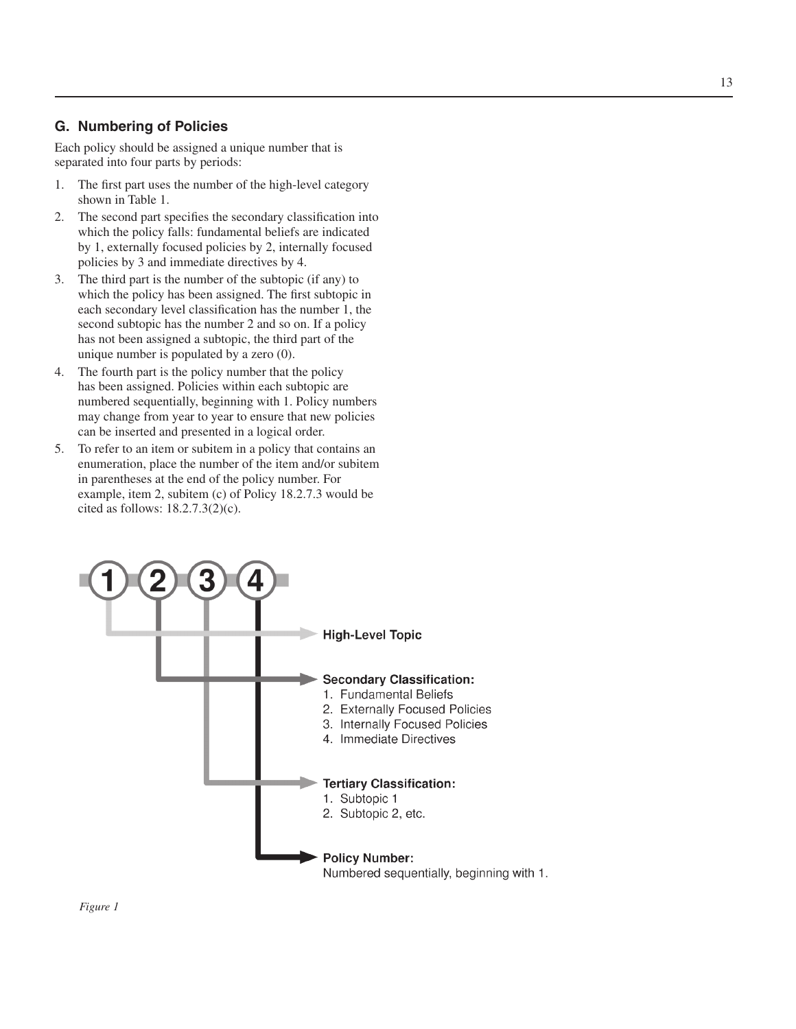## G. Numbering of Policies

Each policy should be assigned a unique number that is separated into four parts by periods:

1. The first part uses the number of the high-level category shown in Table 1.
2. The second part specifies the secondary classification into which the policy falls: fundamental beliefs are indicated by 1, externally focused policies by 2, internally focused policies by 3 and immediate directives by 4.
3. The third part is the number of the subtopic (if any) to which the policy has been assigned. The first subtopic in each secondary level classification has the number 1, the second subtopic has the number 2 and so on. If a policy has not been assigned a subtopic, the third part of the unique number is populated by a zero (0).
4. The fourth part is the policy number that the policy has been assigned. Policies within each subtopic are numbered sequentially, beginning with 1. Policy numbers may change from year to year to ensure that new policies can be inserted and presented in a logical order.
5. To refer to an item or subitem in a policy that contains an enumeration, place the number of the item and/or subitem in parentheses at the end of the policy number. For example, item 2, subitem (c) of Policy 18.2.7.3 would be cited as follows: 18.2.7.3(2)(c).

1 2 3 4

**High-Level Topic**

**Secondary Classification:**
1. Fundamental Beliefs
2. Externally Focused Policies
3. Internally Focused Policies
4. Immediate Directives

**Tertiary Classification:**
1. Subtopic 1
2. Subtopic 2, etc.

**Policy Number:**
Numbered sequentially, beginning with 1.

*Figure 1*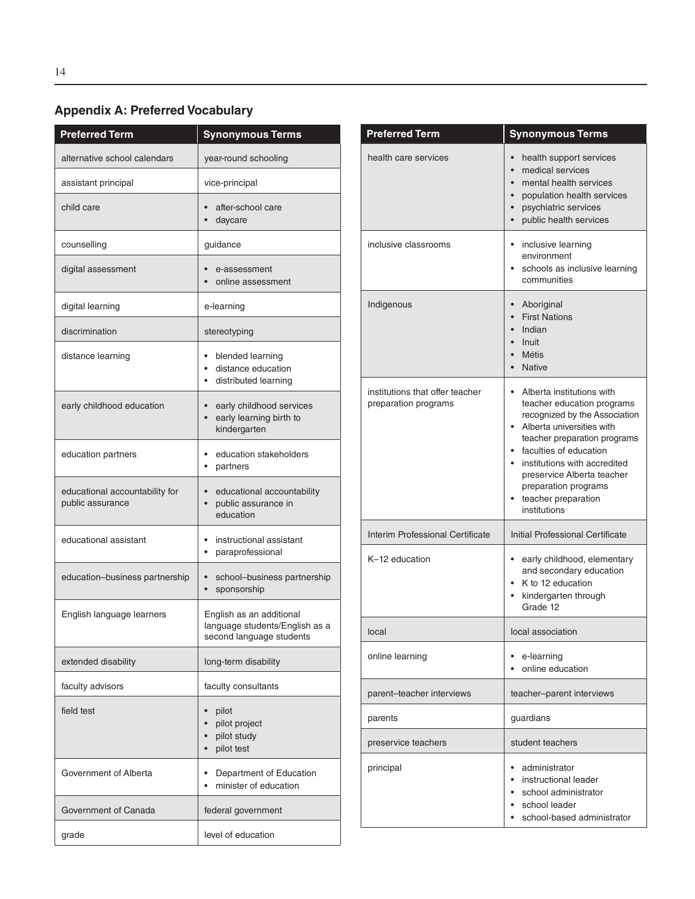## Appendix A: Preferred Vocabulary

| Preferred Term | Synonymous Terms |
| --- | --- |
| alternative school calendars | year-round schooling |
| assistant principal | vice-principal |
| child care | • after-school care<br>• daycare |
| counselling | guidance |
| digital assessment | • e-assessment<br>• online assessment |
| digital learning | e-learning |
| discrimination | stereotyping |
| distance learning | • blended learning<br>• distance education<br>• distributed learning |
| early childhood education | • early childhood services<br>• early learning birth to kindergarten |
| education partners | • education stakeholders<br>• partners |
| educational accountability for public assurance | • educational accountability<br>• public assurance in education |
| educational assistant | • instructional assistant<br>• paraprofessional |
| education–business partnership | • school–business partnership<br>• sponsorship |
| English language learners | English as an additional language students/English as a second language students |
| extended disability | long-term disability |
| faculty advisors | faculty consultants |
| field test | • pilot<br>• pilot project<br>• pilot study<br>• pilot test |
| Government of Alberta | • Department of Education<br>• minister of education |
| Government of Canada | federal government |
| grade | level of education |
| health care services | • health support services<br>• medical services<br>• mental health services<br>• population health services<br>• psychiatric services<br>• public health services |
| inclusive classrooms | • inclusive learning environment<br>• schools as inclusive learning communities |
| Indigenous | • Aboriginal<br>• First Nations<br>• Indian<br>• Inuit<br>• Métis<br>• Native |
| institutions that offer teacher preparation programs | • Alberta institutions with teacher education programs recognized by the Association<br>• Alberta universities with teacher preparation programs<br>• faculties of education<br>• institutions with accredited preservice Alberta teacher preparation programs<br>• teacher preparation institutions |
| Interim Professional Certificate | Initial Professional Certificate |
| K–12 education | • early childhood, elementary and secondary education<br>• K to 12 education<br>• kindergarten through Grade 12 |
| local | local association |
| online learning | • e-learning<br>• online education |
| parent–teacher interviews | teacher–parent interviews |
| parents | guardians |
| preservice teachers | student teachers |
| principal | • administrator<br>• instructional leader<br>• school administrator<br>• school leader<br>• school-based administrator |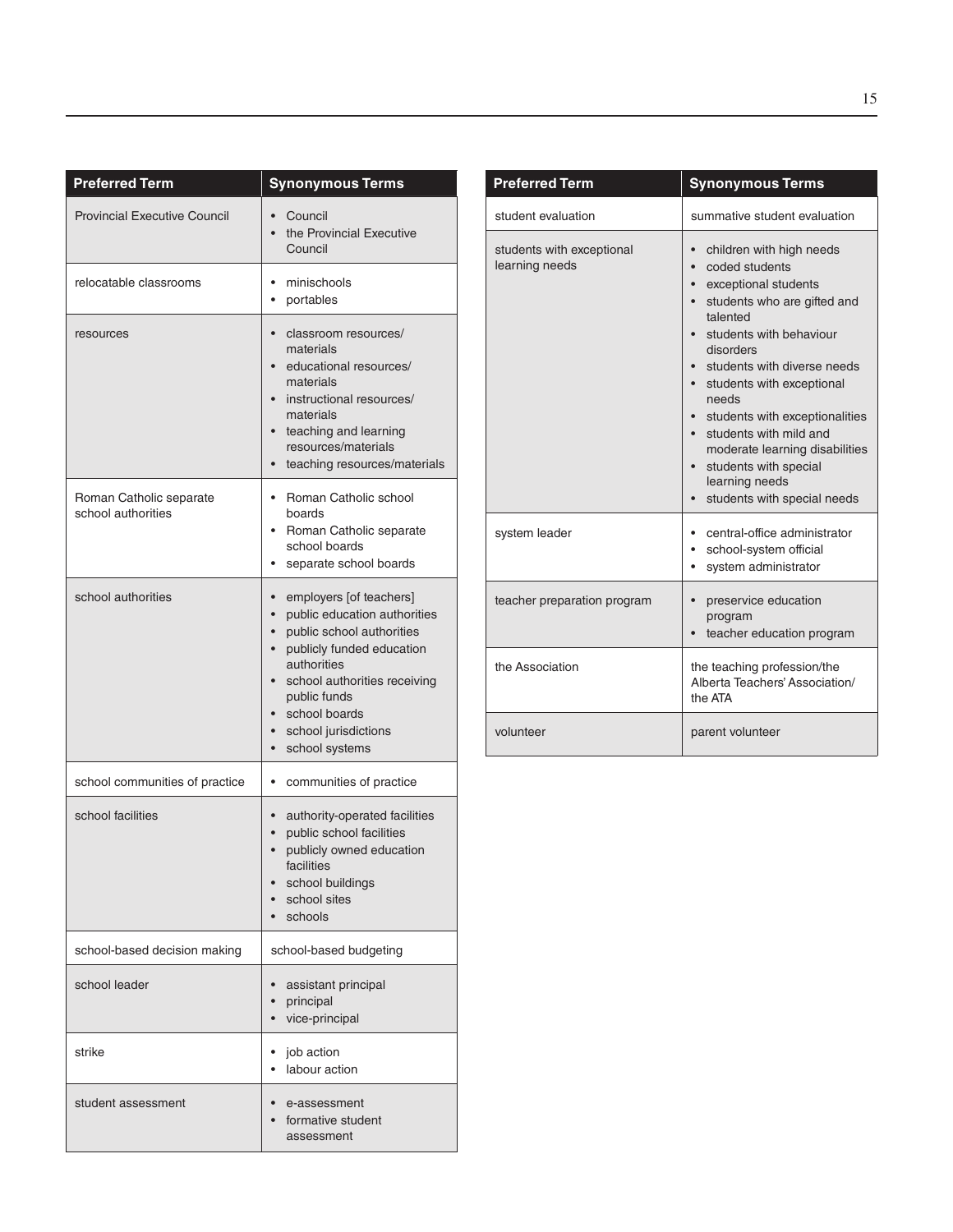| Preferred Term | Synonymous Terms |
|---|---|
| Provincial Executive Council | • Council<br>• the Provincial Executive Council |
| relocatable classrooms | • minischools<br>• portables |
| resources | • classroom resources/ materials<br>• educational resources/ materials<br>• instructional resources/ materials<br>• teaching and learning resources/materials<br>• teaching resources/materials |
| Roman Catholic separate school authorities | • Roman Catholic school boards<br>• Roman Catholic separate school boards<br>• separate school boards |
| school authorities | • employers [of teachers]<br>• public education authorities<br>• public school authorities<br>• publicly funded education authorities<br>• school authorities receiving public funds<br>• school boards<br>• school jurisdictions<br>• school systems |
| school communities of practice | • communities of practice |
| school facilities | • authority-operated facilities<br>• public school facilities<br>• publicly owned education facilities<br>• school buildings<br>• school sites<br>• schools |
| school-based decision making | school-based budgeting |
| school leader | • assistant principal<br>• principal<br>• vice-principal |
| strike | • job action<br>• labour action |
| student assessment | • e-assessment<br>• formative student assessment |

| Preferred Term | Synonymous Terms |
|---|---|
| student evaluation | summative student evaluation |
| students with exceptional learning needs | • children with high needs<br>• coded students<br>• exceptional students<br>• students who are gifted and talented<br>• students with behaviour disorders<br>• students with diverse needs<br>• students with exceptional needs<br>• students with exceptionalities<br>• students with mild and moderate learning disabilities<br>• students with special learning needs<br>• students with special needs |
| system leader | • central-office administrator<br>• school-system official<br>• system administrator |
| teacher preparation program | • preservice education program<br>• teacher education program |
| the Association | the teaching profession/the Alberta Teachers' Association/ the ATA |
| volunteer | parent volunteer |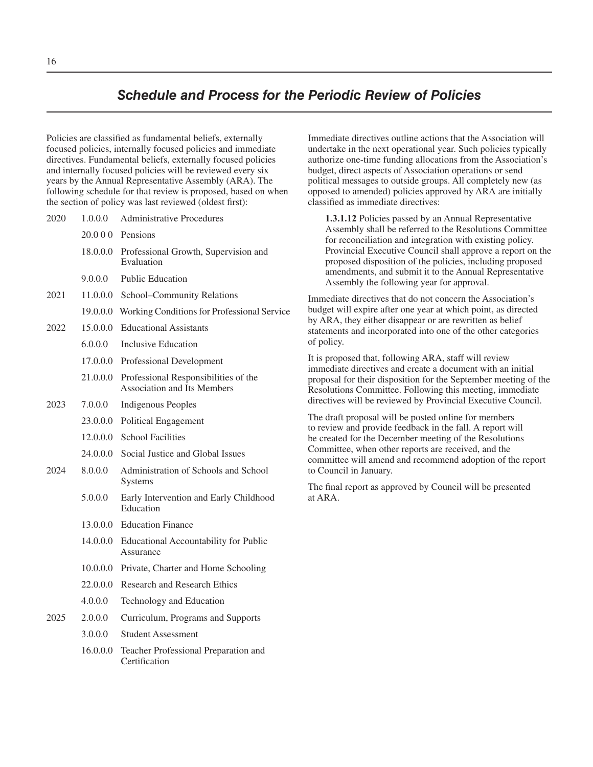## *Schedule and Process for the Periodic Review of Policies*

Policies are classified as fundamental beliefs, externally focused policies, internally focused policies and immediate directives. Fundamental beliefs, externally focused policies and internally focused policies will be reviewed every six years by the Annual Representative Assembly (ARA). The following schedule for that review is proposed, based on when the section of policy was last reviewed (oldest first):

| Year | Section | Title |
|---|---|---|
| 2020 | 1.0.0.0 | Administrative Procedures |
| | 20.0 0 0 | Pensions |
| | 18.0.0.0 | Professional Growth, Supervision and Evaluation |
| | 9.0.0.0 | Public Education |
| 2021 | 11.0.0.0 | School–Community Relations |
| | 19.0.0.0 | Working Conditions for Professional Service |
| 2022 | 15.0.0.0 | Educational Assistants |
| | 6.0.0.0 | Inclusive Education |
| | 17.0.0.0 | Professional Development |
| | 21.0.0.0 | Professional Responsibilities of the Association and Its Members |
| 2023 | 7.0.0.0 | Indigenous Peoples |
| | 23.0.0.0 | Political Engagement |
| | 12.0.0.0 | School Facilities |
| | 24.0.0.0 | Social Justice and Global Issues |
| 2024 | 8.0.0.0 | Administration of Schools and School Systems |
| | 5.0.0.0 | Early Intervention and Early Childhood Education |
| | 13.0.0.0 | Education Finance |
| | 14.0.0.0 | Educational Accountability for Public Assurance |
| | 10.0.0.0 | Private, Charter and Home Schooling |
| | 22.0.0.0 | Research and Research Ethics |
| | 4.0.0.0 | Technology and Education |
| 2025 | 2.0.0.0 | Curriculum, Programs and Supports |
| | 3.0.0.0 | Student Assessment |
| | 16.0.0.0 | Teacher Professional Preparation and Certification |

Immediate directives outline actions that the Association will undertake in the next operational year. Such policies typically authorize one-time funding allocations from the Association's budget, direct aspects of Association operations or send political messages to outside groups. All completely new (as opposed to amended) policies approved by ARA are initially classified as immediate directives:

> **1.3.1.12** Policies passed by an Annual Representative Assembly shall be referred to the Resolutions Committee for reconciliation and integration with existing policy. Provincial Executive Council shall approve a report on the proposed disposition of the policies, including proposed amendments, and submit it to the Annual Representative Assembly the following year for approval.

Immediate directives that do not concern the Association's budget will expire after one year at which point, as directed by ARA, they either disappear or are rewritten as belief statements and incorporated into one of the other categories of policy.

It is proposed that, following ARA, staff will review immediate directives and create a document with an initial proposal for their disposition for the September meeting of the Resolutions Committee. Following this meeting, immediate directives will be reviewed by Provincial Executive Council.

The draft proposal will be posted online for members to review and provide feedback in the fall. A report will be created for the December meeting of the Resolutions Committee, when other reports are received, and the committee will amend and recommend adoption of the report to Council in January.

The final report as approved by Council will be presented at ARA.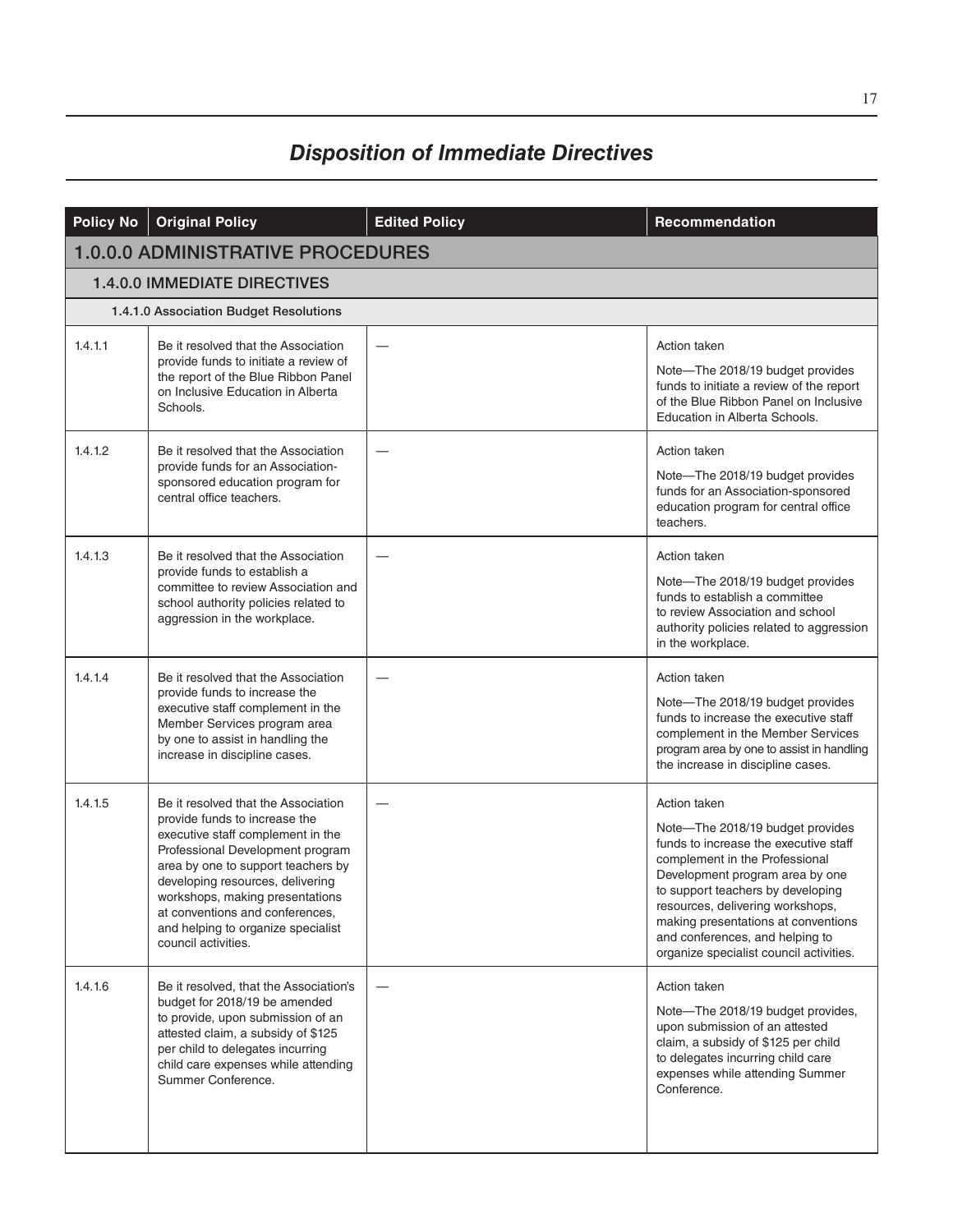# *Disposition of Immediate Directives*

| Policy No | Original Policy | Edited Policy | Recommendation |
|---|---|---|---|
| **1.0.0.0 ADMINISTRATIVE PROCEDURES** | | | |
| **1.4.0.0 IMMEDIATE DIRECTIVES** | | | |
| **1.4.1.0 Association Budget Resolutions** | | | |
| 1.4.1.1 | Be it resolved that the Association provide funds to initiate a review of the report of the Blue Ribbon Panel on Inclusive Education in Alberta Schools. | — | Action taken<br><br>Note—The 2018/19 budget provides funds to initiate a review of the report of the Blue Ribbon Panel on Inclusive Education in Alberta Schools. |
| 1.4.1.2 | Be it resolved that the Association provide funds for an Association-sponsored education program for central office teachers. | — | Action taken<br><br>Note—The 2018/19 budget provides funds for an Association-sponsored education program for central office teachers. |
| 1.4.1.3 | Be it resolved that the Association provide funds to establish a committee to review Association and school authority policies related to aggression in the workplace. | — | Action taken<br><br>Note—The 2018/19 budget provides funds to establish a committee to review Association and school authority policies related to aggression in the workplace. |
| 1.4.1.4 | Be it resolved that the Association provide funds to increase the executive staff complement in the Member Services program area by one to assist in handling the increase in discipline cases. | — | Action taken<br><br>Note—The 2018/19 budget provides funds to increase the executive staff complement in the Member Services program area by one to assist in handling the increase in discipline cases. |
| 1.4.1.5 | Be it resolved that the Association provide funds to increase the executive staff complement in the Professional Development program area by one to support teachers by developing resources, delivering workshops, making presentations at conventions and conferences, and helping to organize specialist council activities. | — | Action taken<br><br>Note—The 2018/19 budget provides funds to increase the executive staff complement in the Professional Development program area by one to support teachers by developing resources, delivering workshops, making presentations at conventions and conferences, and helping to organize specialist council activities. |
| 1.4.1.6 | Be it resolved, that the Association's budget for 2018/19 be amended to provide, upon submission of an attested claim, a subsidy of $125 per child to delegates incurring child care expenses while attending Summer Conference. | — | Action taken<br><br>Note—The 2018/19 budget provides, upon submission of an attested claim, a subsidy of $125 per child to delegates incurring child care expenses while attending Summer Conference. |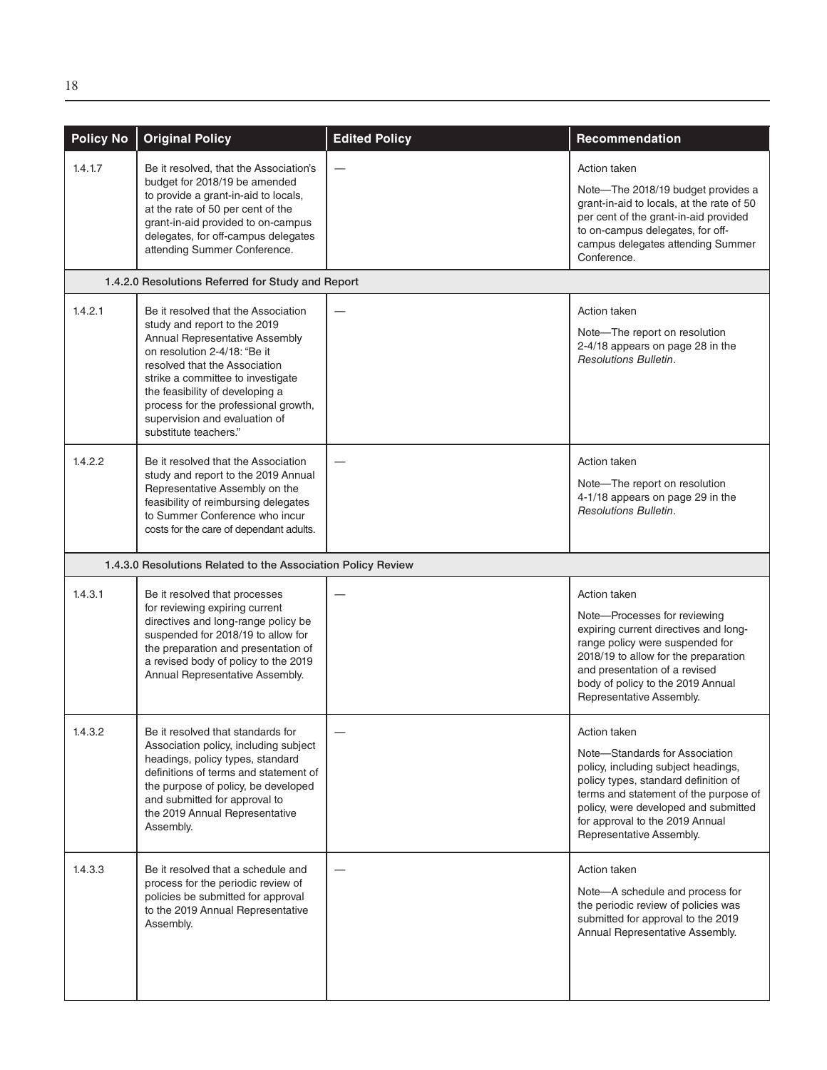| Policy No | Original Policy | Edited Policy | Recommendation |
|---|---|---|---|
| 1.4.1.7 | Be it resolved, that the Association's budget for 2018/19 be amended to provide a grant-in-aid to locals, at the rate of 50 per cent of the grant-in-aid provided to on-campus delegates, for off-campus delegates attending Summer Conference. | — | Action taken<br><br>Note—The 2018/19 budget provides a grant-in-aid to locals, at the rate of 50 per cent of the grant-in-aid provided to on-campus delegates, for off-campus delegates attending Summer Conference. |
| **1.4.2.0 Resolutions Referred for Study and Report** | | | |
| 1.4.2.1 | Be it resolved that the Association study and report to the 2019 Annual Representative Assembly on resolution 2-4/18: "Be it resolved that the Association strike a committee to investigate the feasibility of developing a process for the professional growth, supervision and evaluation of substitute teachers." | — | Action taken<br><br>Note—The report on resolution 2-4/18 appears on page 28 in the *Resolutions Bulletin*. |
| 1.4.2.2 | Be it resolved that the Association study and report to the 2019 Annual Representative Assembly on the feasibility of reimbursing delegates to Summer Conference who incur costs for the care of dependant adults. | — | Action taken<br><br>Note—The report on resolution 4-1/18 appears on page 29 in the *Resolutions Bulletin*. |
| **1.4.3.0 Resolutions Related to the Association Policy Review** | | | |
| 1.4.3.1 | Be it resolved that processes for reviewing expiring current directives and long-range policy be suspended for 2018/19 to allow for the preparation and presentation of a revised body of policy to the 2019 Annual Representative Assembly. | — | Action taken<br><br>Note—Processes for reviewing expiring current directives and long-range policy were suspended for 2018/19 to allow for the preparation and presentation of a revised body of policy to the 2019 Annual Representative Assembly. |
| 1.4.3.2 | Be it resolved that standards for Association policy, including subject headings, policy types, standard definitions of terms and statement of the purpose of policy, be developed and submitted for approval to the 2019 Annual Representative Assembly. | — | Action taken<br><br>Note—Standards for Association policy, including subject headings, policy types, standard definition of terms and statement of the purpose of policy, were developed and submitted for approval to the 2019 Annual Representative Assembly. |
| 1.4.3.3 | Be it resolved that a schedule and process for the periodic review of policies be submitted for approval to the 2019 Annual Representative Assembly. | — | Action taken<br><br>Note—A schedule and process for the periodic review of policies was submitted for approval to the 2019 Annual Representative Assembly. |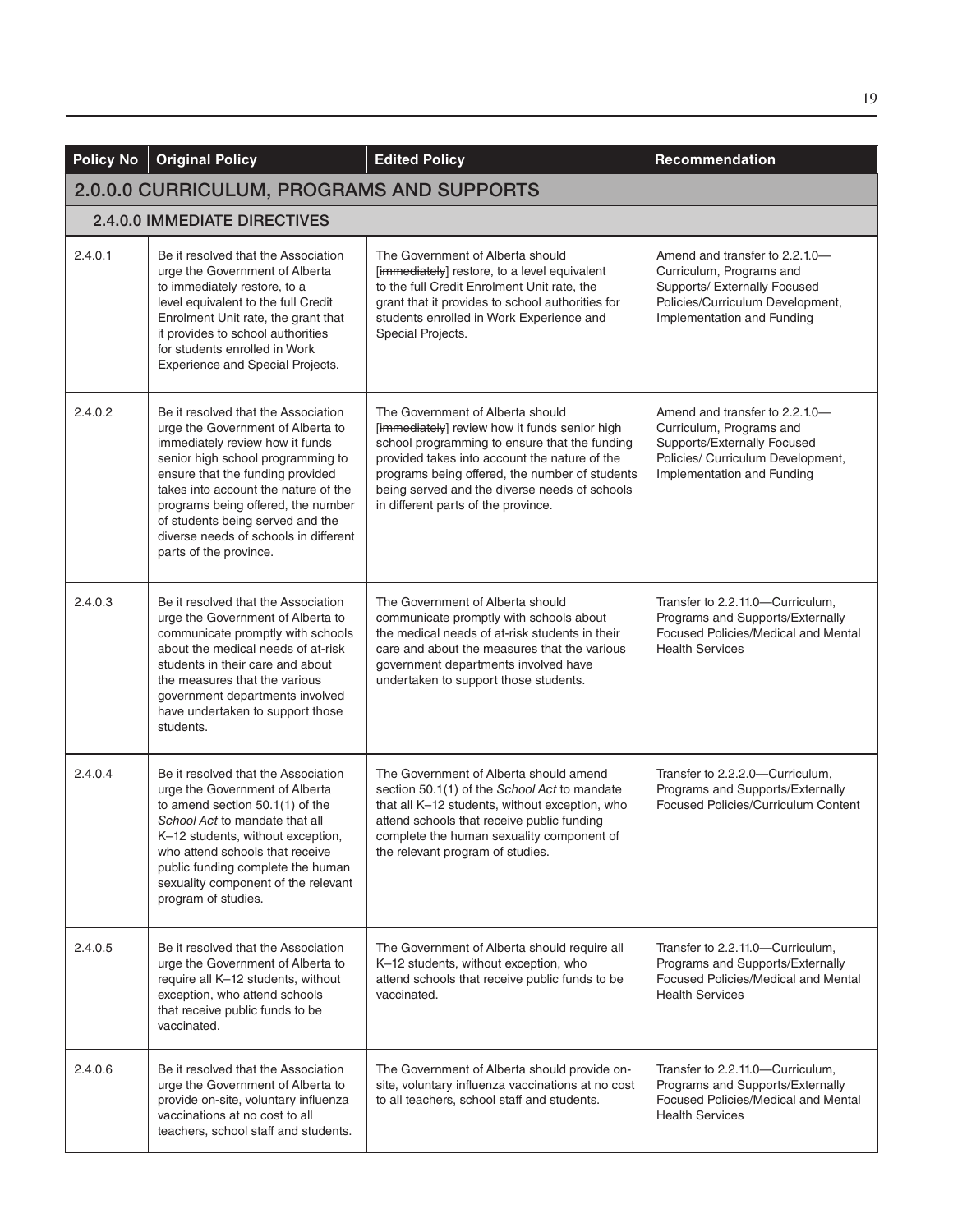| Policy No | Original Policy | Edited Policy | Recommendation |
|---|---|---|---|
| **2.0.0.0 CURRICULUM, PROGRAMS AND SUPPORTS** | | | |
| **2.4.0.0 IMMEDIATE DIRECTIVES** | | | |
| 2.4.0.1 | Be it resolved that the Association urge the Government of Alberta to immediately restore, to a level equivalent to the full Credit Enrolment Unit rate, the grant that it provides to school authorities for students enrolled in Work Experience and Special Projects. | The Government of Alberta should [~~immediately~~] restore, to a level equivalent to the full Credit Enrolment Unit rate, the grant that it provides to school authorities for students enrolled in Work Experience and Special Projects. | Amend and transfer to 2.2.1.0—Curriculum, Programs and Supports/ Externally Focused Policies/Curriculum Development, Implementation and Funding |
| 2.4.0.2 | Be it resolved that the Association urge the Government of Alberta to immediately review how it funds senior high school programming to ensure that the funding provided takes into account the nature of the programs being offered, the number of students being served and the diverse needs of schools in different parts of the province. | The Government of Alberta should [~~immediately~~] review how it funds senior high school programming to ensure that the funding provided takes into account the nature of the programs being offered, the number of students being served and the diverse needs of schools in different parts of the province. | Amend and transfer to 2.2.1.0—Curriculum, Programs and Supports/Externally Focused Policies/ Curriculum Development, Implementation and Funding |
| 2.4.0.3 | Be it resolved that the Association urge the Government of Alberta to communicate promptly with schools about the medical needs of at-risk students in their care and about the measures that the various government departments involved have undertaken to support those students. | The Government of Alberta should communicate promptly with schools about the medical needs of at-risk students in their care and about the measures that the various government departments involved have undertaken to support those students. | Transfer to 2.2.11.0—Curriculum, Programs and Supports/Externally Focused Policies/Medical and Mental Health Services |
| 2.4.0.4 | Be it resolved that the Association urge the Government of Alberta to amend section 50.1(1) of the *School Act* to mandate that all K–12 students, without exception, who attend schools that receive public funding complete the human sexuality component of the relevant program of studies. | The Government of Alberta should amend section 50.1(1) of the *School Act* to mandate that all K–12 students, without exception, who attend schools that receive public funding complete the human sexuality component of the relevant program of studies. | Transfer to 2.2.2.0—Curriculum, Programs and Supports/Externally Focused Policies/Curriculum Content |
| 2.4.0.5 | Be it resolved that the Association urge the Government of Alberta to require all K–12 students, without exception, who attend schools that receive public funds to be vaccinated. | The Government of Alberta should require all K–12 students, without exception, who attend schools that receive public funds to be vaccinated. | Transfer to 2.2.11.0—Curriculum, Programs and Supports/Externally Focused Policies/Medical and Mental Health Services |
| 2.4.0.6 | Be it resolved that the Association urge the Government of Alberta to provide on-site, voluntary influenza vaccinations at no cost to all teachers, school staff and students. | The Government of Alberta should provide on-site, voluntary influenza vaccinations at no cost to all teachers, school staff and students. | Transfer to 2.2.11.0—Curriculum, Programs and Supports/Externally Focused Policies/Medical and Mental Health Services |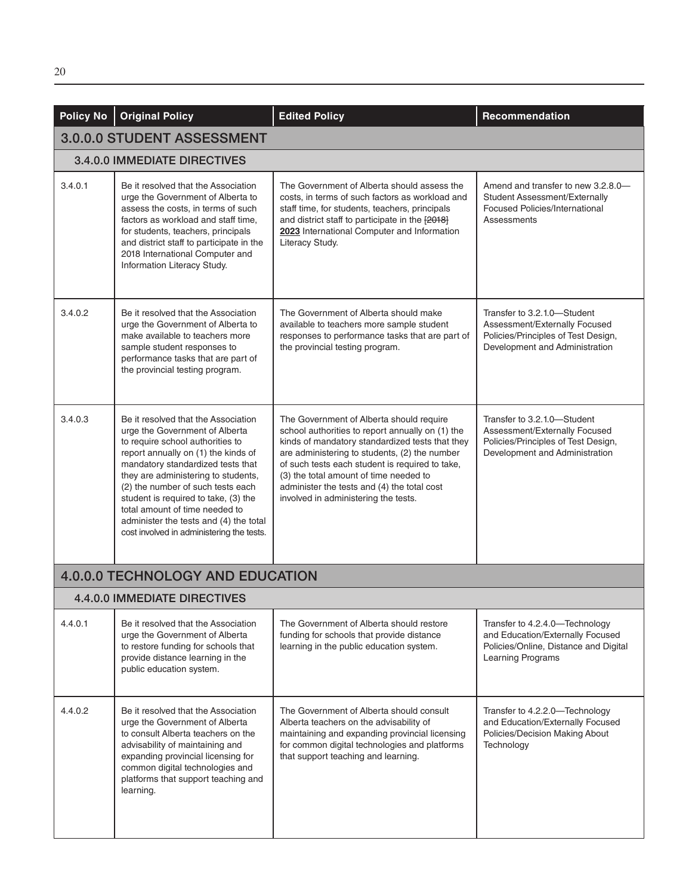| Policy No | Original Policy | Edited Policy | Recommendation |
|---|---|---|---|
| **3.0.0.0 STUDENT ASSESSMENT** | | | |
| **3.4.0.0 IMMEDIATE DIRECTIVES** | | | |
| 3.4.0.1 | Be it resolved that the Association urge the Government of Alberta to assess the costs, in terms of such factors as workload and staff time, for students, teachers, principals and district staff to participate in the 2018 International Computer and Information Literacy Study. | The Government of Alberta should assess the costs, in terms of such factors as workload and staff time, for students, teachers, principals and district staff to participate in the ~~[2018]~~ **2023** International Computer and Information Literacy Study. | Amend and transfer to new 3.2.8.0—Student Assessment/Externally Focused Policies/International Assessments |
| 3.4.0.2 | Be it resolved that the Association urge the Government of Alberta to make available to teachers more sample student responses to performance tasks that are part of the provincial testing program. | The Government of Alberta should make available to teachers more sample student responses to performance tasks that are part of the provincial testing program. | Transfer to 3.2.1.0—Student Assessment/Externally Focused Policies/Principles of Test Design, Development and Administration |
| 3.4.0.3 | Be it resolved that the Association urge the Government of Alberta to require school authorities to report annually on (1) the kinds of mandatory standardized tests that they are administering to students, (2) the number of such tests each student is required to take, (3) the total amount of time needed to administer the tests and (4) the total cost involved in administering the tests. | The Government of Alberta should require school authorities to report annually on (1) the kinds of mandatory standardized tests that they are administering to students, (2) the number of such tests each student is required to take, (3) the total amount of time needed to administer the tests and (4) the total cost involved in administering the tests. | Transfer to 3.2.1.0—Student Assessment/Externally Focused Policies/Principles of Test Design, Development and Administration |
| **4.0.0.0 TECHNOLOGY AND EDUCATION** | | | |
| **4.4.0.0 IMMEDIATE DIRECTIVES** | | | |
| 4.4.0.1 | Be it resolved that the Association urge the Government of Alberta to restore funding for schools that provide distance learning in the public education system. | The Government of Alberta should restore funding for schools that provide distance learning in the public education system. | Transfer to 4.2.4.0—Technology and Education/Externally Focused Policies/Online, Distance and Digital Learning Programs |
| 4.4.0.2 | Be it resolved that the Association urge the Government of Alberta to consult Alberta teachers on the advisability of maintaining and expanding provincial licensing for common digital technologies and platforms that support teaching and learning. | The Government of Alberta should consult Alberta teachers on the advisability of maintaining and expanding provincial licensing for common digital technologies and platforms that support teaching and learning. | Transfer to 4.2.2.0—Technology and Education/Externally Focused Policies/Decision Making About Technology |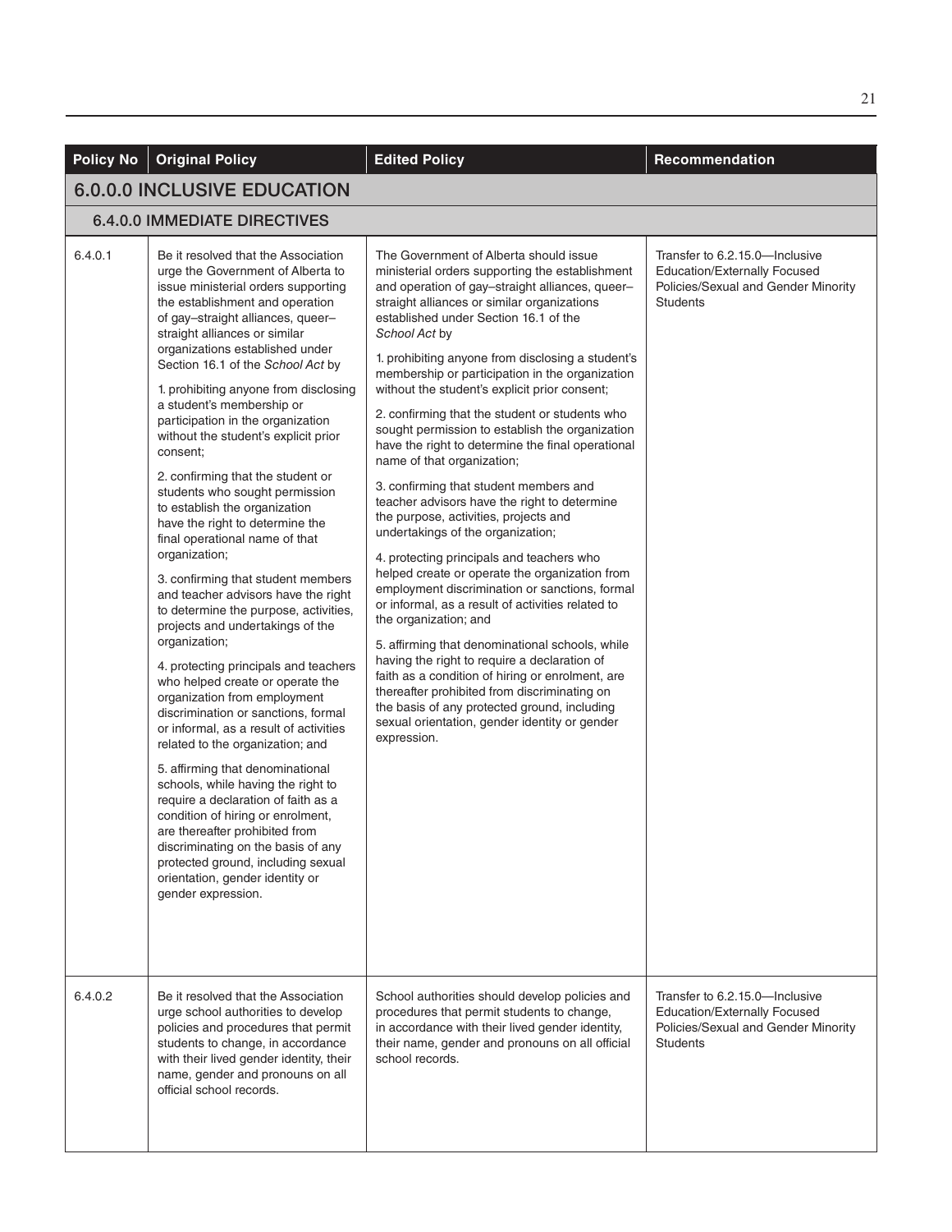| Policy No | Original Policy | Edited Policy | Recommendation |
|---|---|---|---|
| **6.0.0.0 INCLUSIVE EDUCATION** | | | |
| **6.4.0.0 IMMEDIATE DIRECTIVES** | | | |
| 6.4.0.1 | Be it resolved that the Association urge the Government of Alberta to issue ministerial orders supporting the establishment and operation of gay–straight alliances, queer–straight alliances or similar organizations established under Section 16.1 of the *School Act* by<br><br>1. prohibiting anyone from disclosing a student's membership or participation in the organization without the student's explicit prior consent;<br><br>2. confirming that the student or students who sought permission to establish the organization have the right to determine the final operational name of that organization;<br><br>3. confirming that student members and teacher advisors have the right to determine the purpose, activities, projects and undertakings of the organization;<br><br>4. protecting principals and teachers who helped create or operate the organization from employment discrimination or sanctions, formal or informal, as a result of activities related to the organization; and<br><br>5. affirming that denominational schools, while having the right to require a declaration of faith as a condition of hiring or enrolment, are thereafter prohibited from discriminating on the basis of any protected ground, including sexual orientation, gender identity or gender expression. | The Government of Alberta should issue ministerial orders supporting the establishment and operation of gay–straight alliances, queer–straight alliances or similar organizations established under Section 16.1 of the *School Act* by<br><br>1. prohibiting anyone from disclosing a student's membership or participation in the organization without the student's explicit prior consent;<br><br>2. confirming that the student or students who sought permission to establish the organization have the right to determine the final operational name of that organization;<br><br>3. confirming that student members and teacher advisors have the right to determine the purpose, activities, projects and undertakings of the organization;<br><br>4. protecting principals and teachers who helped create or operate the organization from employment discrimination or sanctions, formal or informal, as a result of activities related to the organization; and<br><br>5. affirming that denominational schools, while having the right to require a declaration of faith as a condition of hiring or enrolment, are thereafter prohibited from discriminating on the basis of any protected ground, including sexual orientation, gender identity or gender expression. | Transfer to 6.2.15.0—Inclusive Education/Externally Focused Policies/Sexual and Gender Minority Students |
| 6.4.0.2 | Be it resolved that the Association urge school authorities to develop policies and procedures that permit students to change, in accordance with their lived gender identity, their name, gender and pronouns on all official school records. | School authorities should develop policies and procedures that permit students to change, in accordance with their lived gender identity, their name, gender and pronouns on all official school records. | Transfer to 6.2.15.0—Inclusive Education/Externally Focused Policies/Sexual and Gender Minority Students |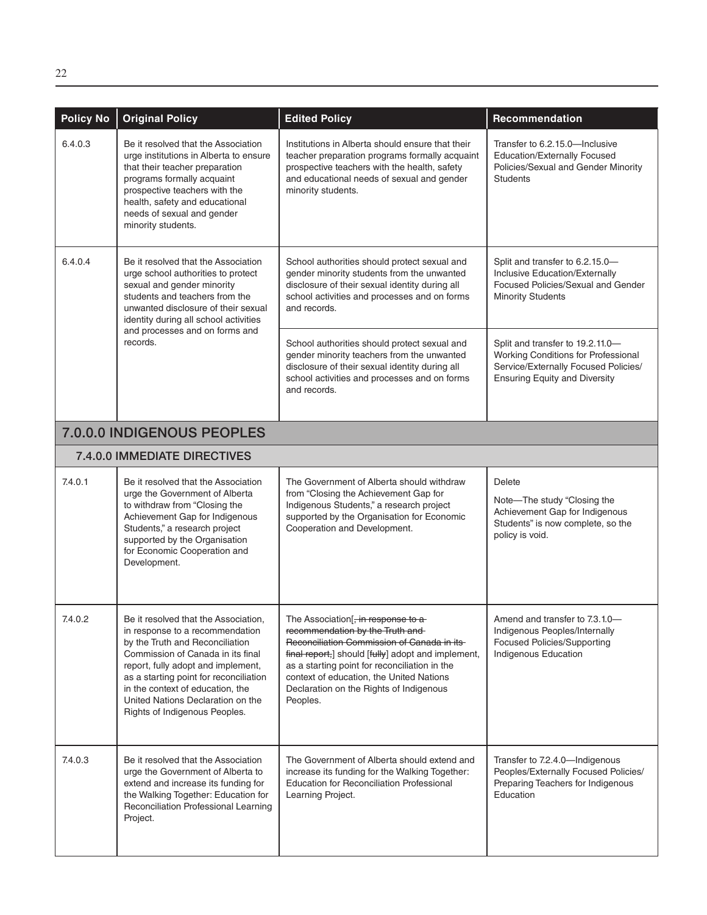| Policy No | Original Policy | Edited Policy | Recommendation |
|---|---|---|---|
| 6.4.0.3 | Be it resolved that the Association urge institutions in Alberta to ensure that their teacher preparation programs formally acquaint prospective teachers with the health, safety and educational needs of sexual and gender minority students. | Institutions in Alberta should ensure that their teacher preparation programs formally acquaint prospective teachers with the health, safety and educational needs of sexual and gender minority students. | Transfer to 6.2.15.0—Inclusive Education/Externally Focused Policies/Sexual and Gender Minority Students |
| 6.4.0.4 | Be it resolved that the Association urge school authorities to protect sexual and gender minority students and teachers from the unwanted disclosure of their sexual identity during all school activities and processes and on forms and records. | School authorities should protect sexual and gender minority students from the unwanted disclosure of their sexual identity during all school activities and processes and on forms and records. | Split and transfer to 6.2.15.0—Inclusive Education/Externally Focused Policies/Sexual and Gender Minority Students |
| | | School authorities should protect sexual and gender minority teachers from the unwanted disclosure of their sexual identity during all school activities and processes and on forms and records. | Split and transfer to 19.2.11.0—Working Conditions for Professional Service/Externally Focused Policies/Ensuring Equity and Diversity |
| **7.0.0.0 INDIGENOUS PEOPLES** | | | |
| **7.4.0.0 IMMEDIATE DIRECTIVES** | | | |
| 7.4.0.1 | Be it resolved that the Association urge the Government of Alberta to withdraw from "Closing the Achievement Gap for Indigenous Students," a research project supported by the Organisation for Economic Cooperation and Development. | The Government of Alberta should withdraw from "Closing the Achievement Gap for Indigenous Students," a research project supported by the Organisation for Economic Cooperation and Development. | Delete<br><br>Note—The study "Closing the Achievement Gap for Indigenous Students" is now complete, so the policy is void. |
| 7.4.0.2 | Be it resolved that the Association, in response to a recommendation by the Truth and Reconciliation Commission of Canada in its final report, fully adopt and implement, as a starting point for reconciliation in the context of education, the United Nations Declaration on the Rights of Indigenous Peoples. | The Association[~~, in response to a recommendation by the Truth and Reconciliation Commission of Canada in its final report,~~] should [~~fully~~] adopt and implement, as a starting point for reconciliation in the context of education, the United Nations Declaration on the Rights of Indigenous Peoples. | Amend and transfer to 7.3.1.0—Indigenous Peoples/Internally Focused Policies/Supporting Indigenous Education |
| 7.4.0.3 | Be it resolved that the Association urge the Government of Alberta to extend and increase its funding for the Walking Together: Education for Reconciliation Professional Learning Project. | The Government of Alberta should extend and increase its funding for the Walking Together: Education for Reconciliation Professional Learning Project. | Transfer to 7.2.4.0—Indigenous Peoples/Externally Focused Policies/Preparing Teachers for Indigenous Education |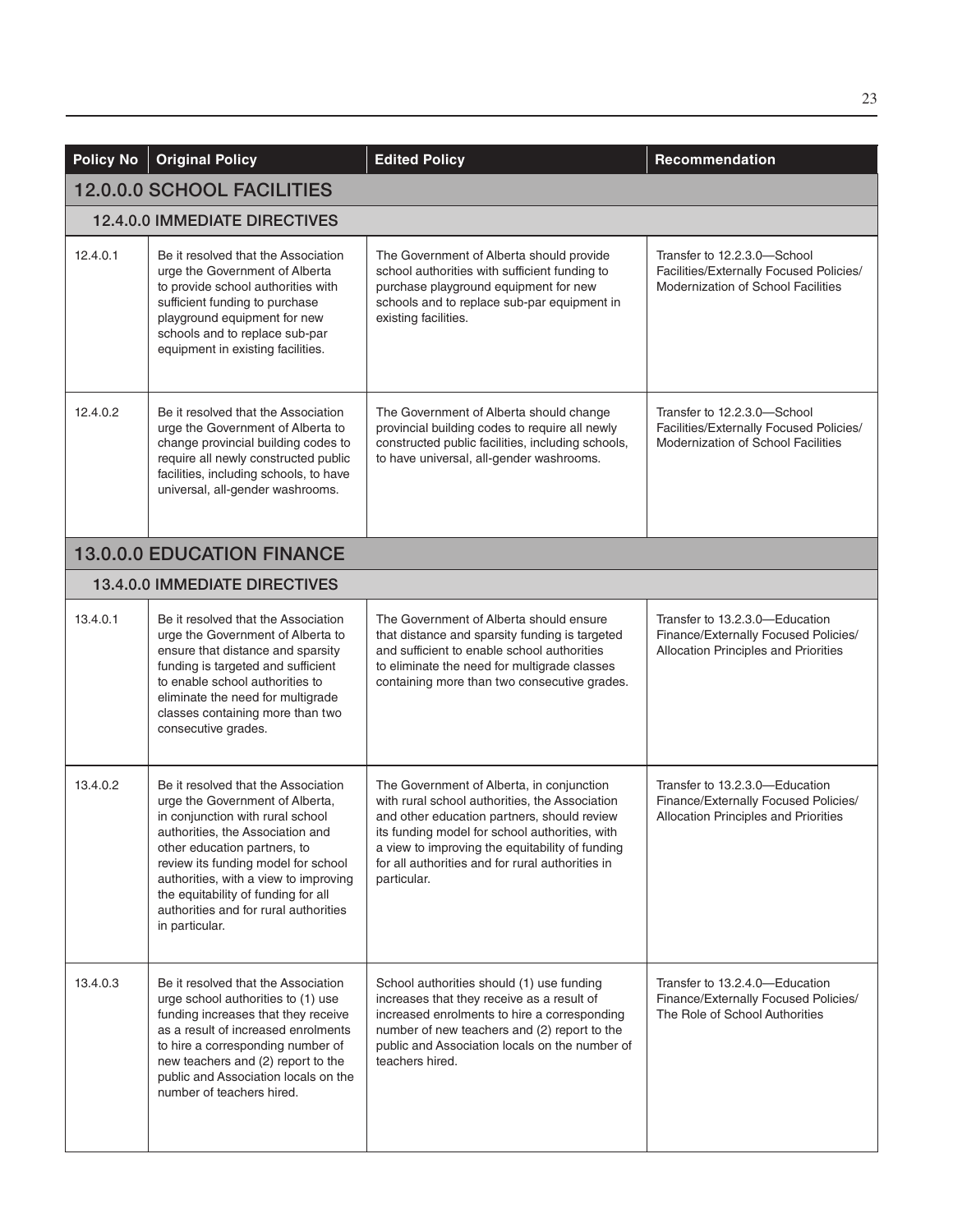| Policy No | Original Policy | Edited Policy | Recommendation |
|---|---|---|---|
| **12.0.0.0 SCHOOL FACILITIES** | | | |
| **12.4.0.0 IMMEDIATE DIRECTIVES** | | | |
| 12.4.0.1 | Be it resolved that the Association urge the Government of Alberta to provide school authorities with sufficient funding to purchase playground equipment for new schools and to replace sub-par equipment in existing facilities. | The Government of Alberta should provide school authorities with sufficient funding to purchase playground equipment for new schools and to replace sub-par equipment in existing facilities. | Transfer to 12.2.3.0—School Facilities/Externally Focused Policies/ Modernization of School Facilities |
| 12.4.0.2 | Be it resolved that the Association urge the Government of Alberta to change provincial building codes to require all newly constructed public facilities, including schools, to have universal, all-gender washrooms. | The Government of Alberta should change provincial building codes to require all newly constructed public facilities, including schools, to have universal, all-gender washrooms. | Transfer to 12.2.3.0—School Facilities/Externally Focused Policies/ Modernization of School Facilities |
| **13.0.0.0 EDUCATION FINANCE** | | | |
| **13.4.0.0 IMMEDIATE DIRECTIVES** | | | |
| 13.4.0.1 | Be it resolved that the Association urge the Government of Alberta to ensure that distance and sparsity funding is targeted and sufficient to enable school authorities to eliminate the need for multigrade classes containing more than two consecutive grades. | The Government of Alberta should ensure that distance and sparsity funding is targeted and sufficient to enable school authorities to eliminate the need for multigrade classes containing more than two consecutive grades. | Transfer to 13.2.3.0—Education Finance/Externally Focused Policies/ Allocation Principles and Priorities |
| 13.4.0.2 | Be it resolved that the Association urge the Government of Alberta, in conjunction with rural school authorities, the Association and other education partners, to review its funding model for school authorities, with a view to improving the equitability of funding for all authorities and for rural authorities in particular. | The Government of Alberta, in conjunction with rural school authorities, the Association and other education partners, should review its funding model for school authorities, with a view to improving the equitability of funding for all authorities and for rural authorities in particular. | Transfer to 13.2.3.0—Education Finance/Externally Focused Policies/ Allocation Principles and Priorities |
| 13.4.0.3 | Be it resolved that the Association urge school authorities to (1) use funding increases that they receive as a result of increased enrolments to hire a corresponding number of new teachers and (2) report to the public and Association locals on the number of teachers hired. | School authorities should (1) use funding increases that they receive as a result of increased enrolments to hire a corresponding number of new teachers and (2) report to the public and Association locals on the number of teachers hired. | Transfer to 13.2.4.0—Education Finance/Externally Focused Policies/ The Role of School Authorities |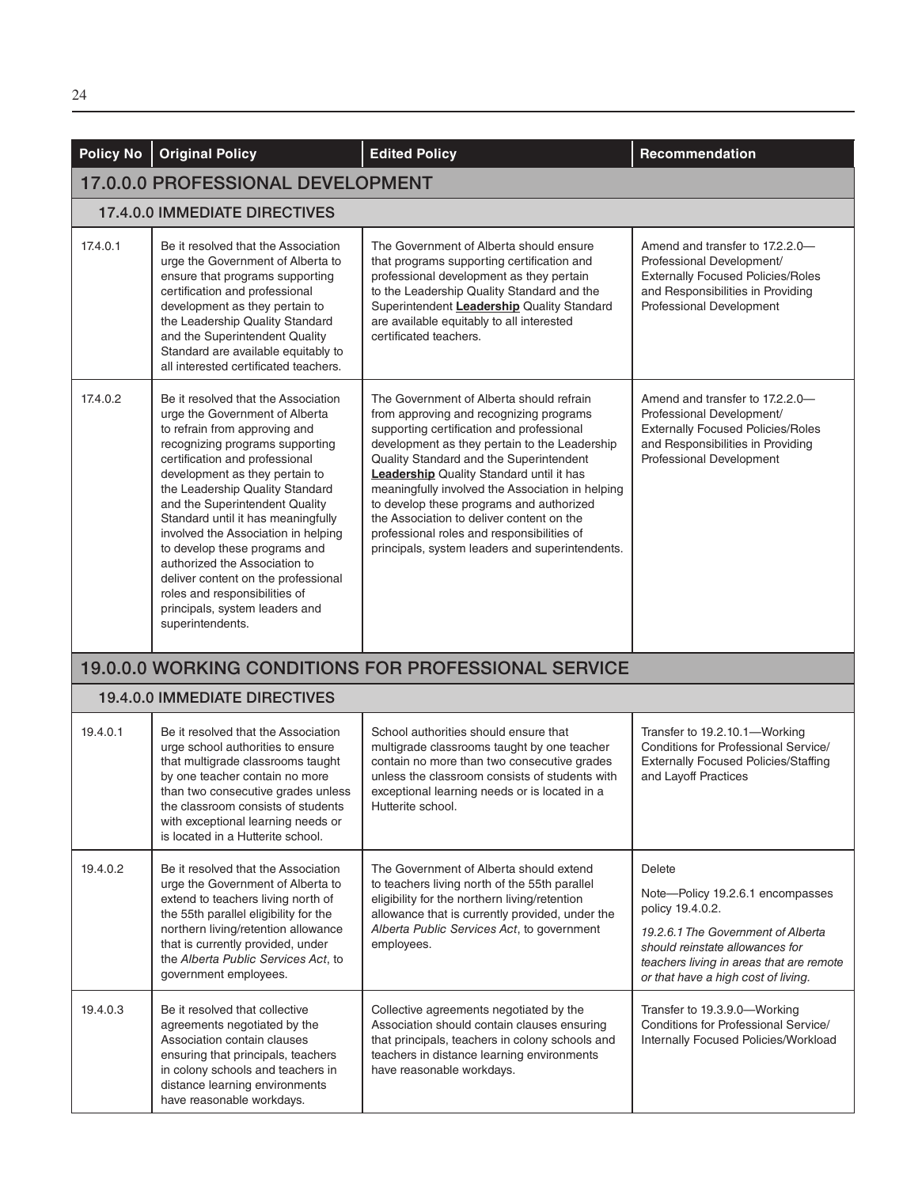| Policy No | Original Policy | Edited Policy | Recommendation |
|---|---|---|---|
| **17.0.0.0 PROFESSIONAL DEVELOPMENT** | | | |
| **17.4.0.0 IMMEDIATE DIRECTIVES** | | | |
| 17.4.0.1 | Be it resolved that the Association urge the Government of Alberta to ensure that programs supporting certification and professional development as they pertain to the Leadership Quality Standard and the Superintendent Quality Standard are available equitably to all interested certificated teachers. | The Government of Alberta should ensure that programs supporting certification and professional development as they pertain to the Leadership Quality Standard and the Superintendent **Leadership** Quality Standard are available equitably to all interested certificated teachers. | Amend and transfer to 17.2.2.0—Professional Development/ Externally Focused Policies/Roles and Responsibilities in Providing Professional Development |
| 17.4.0.2 | Be it resolved that the Association urge the Government of Alberta to refrain from approving and recognizing programs supporting certification and professional development as they pertain to the Leadership Quality Standard and the Superintendent Quality Standard until it has meaningfully involved the Association in helping to develop these programs and authorized the Association to deliver content on the professional roles and responsibilities of principals, system leaders and superintendents. | The Government of Alberta should refrain from approving and recognizing programs supporting certification and professional development as they pertain to the Leadership Quality Standard and the Superintendent **Leadership** Quality Standard until it has meaningfully involved the Association in helping to develop these programs and authorized the Association to deliver content on the professional roles and responsibilities of principals, system leaders and superintendents. | Amend and transfer to 17.2.2.0—Professional Development/ Externally Focused Policies/Roles and Responsibilities in Providing Professional Development |
| **19.0.0.0 WORKING CONDITIONS FOR PROFESSIONAL SERVICE** | | | |
| **19.4.0.0 IMMEDIATE DIRECTIVES** | | | |
| 19.4.0.1 | Be it resolved that the Association urge school authorities to ensure that multigrade classrooms taught by one teacher contain no more than two consecutive grades unless the classroom consists of students with exceptional learning needs or is located in a Hutterite school. | School authorities should ensure that multigrade classrooms taught by one teacher contain no more than two consecutive grades unless the classroom consists of students with exceptional learning needs or is located in a Hutterite school. | Transfer to 19.2.10.1—Working Conditions for Professional Service/ Externally Focused Policies/Staffing and Layoff Practices |
| 19.4.0.2 | Be it resolved that the Association urge the Government of Alberta to extend to teachers living north of the 55th parallel eligibility for the northern living/retention allowance that is currently provided, under the *Alberta Public Services Act*, to government employees. | The Government of Alberta should extend to teachers living north of the 55th parallel eligibility for the northern living/retention allowance that is currently provided, under the *Alberta Public Services Act*, to government employees. | Delete<br><br>Note—Policy 19.2.6.1 encompasses policy 19.4.0.2.<br><br>*19.2.6.1 The Government of Alberta should reinstate allowances for teachers living in areas that are remote or that have a high cost of living.* |
| 19.4.0.3 | Be it resolved that collective agreements negotiated by the Association contain clauses ensuring that principals, teachers in colony schools and teachers in distance learning environments have reasonable workdays. | Collective agreements negotiated by the Association should contain clauses ensuring that principals, teachers in colony schools and teachers in distance learning environments have reasonable workdays. | Transfer to 19.3.9.0—Working Conditions for Professional Service/ Internally Focused Policies/Workload |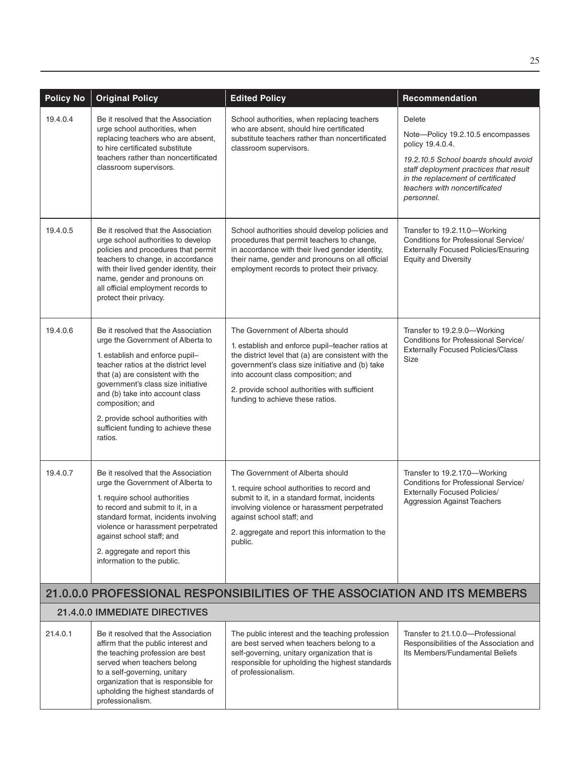| Policy No | Original Policy | Edited Policy | Recommendation |
|---|---|---|---|
| 19.4.0.4 | Be it resolved that the Association urge school authorities, when replacing teachers who are absent, to hire certificated substitute teachers rather than noncertificated classroom supervisors. | School authorities, when replacing teachers who are absent, should hire certificated substitute teachers rather than noncertificated classroom supervisors. | Delete<br><br>Note—Policy 19.2.10.5 encompasses policy 19.4.0.4.<br><br>*19.2.10.5 School boards should avoid staff deployment practices that result in the replacement of certificated teachers with noncertificated personnel.* |
| 19.4.0.5 | Be it resolved that the Association urge school authorities to develop policies and procedures that permit teachers to change, in accordance with their lived gender identity, their name, gender and pronouns on all official employment records to protect their privacy. | School authorities should develop policies and procedures that permit teachers to change, in accordance with their lived gender identity, their name, gender and pronouns on all official employment records to protect their privacy. | Transfer to 19.2.11.0—Working Conditions for Professional Service/ Externally Focused Policies/Ensuring Equity and Diversity |
| 19.4.0.6 | Be it resolved that the Association urge the Government of Alberta to<br><br>1. establish and enforce pupil–teacher ratios at the district level that (a) are consistent with the government's class size initiative and (b) take into account class composition; and<br><br>2. provide school authorities with sufficient funding to achieve these ratios. | The Government of Alberta should<br><br>1. establish and enforce pupil–teacher ratios at the district level that (a) are consistent with the government's class size initiative and (b) take into account class composition; and<br><br>2. provide school authorities with sufficient funding to achieve these ratios. | Transfer to 19.2.9.0—Working Conditions for Professional Service/ Externally Focused Policies/Class Size |
| 19.4.0.7 | Be it resolved that the Association urge the Government of Alberta to<br><br>1. require school authorities to record and submit to it, in a standard format, incidents involving violence or harassment perpetrated against school staff; and<br><br>2. aggregate and report this information to the public. | The Government of Alberta should<br><br>1. require school authorities to record and submit to it, in a standard format, incidents involving violence or harassment perpetrated against school staff; and<br><br>2. aggregate and report this information to the public. | Transfer to 19.2.17.0—Working Conditions for Professional Service/ Externally Focused Policies/ Aggression Against Teachers |

## 21.0.0.0 PROFESSIONAL RESPONSIBILITIES OF THE ASSOCIATION AND ITS MEMBERS

### 21.4.0.0 IMMEDIATE DIRECTIVES

| Policy No | Original Policy | Edited Policy | Recommendation |
|---|---|---|---|
| 21.4.0.1 | Be it resolved that the Association affirm that the public interest and the teaching profession are best served when teachers belong to a self-governing, unitary organization that is responsible for upholding the highest standards of professionalism. | The public interest and the teaching profession are best served when teachers belong to a self-governing, unitary organization that is responsible for upholding the highest standards of professionalism. | Transfer to 21.1.0.0—Professional Responsibilities of the Association and Its Members/Fundamental Beliefs |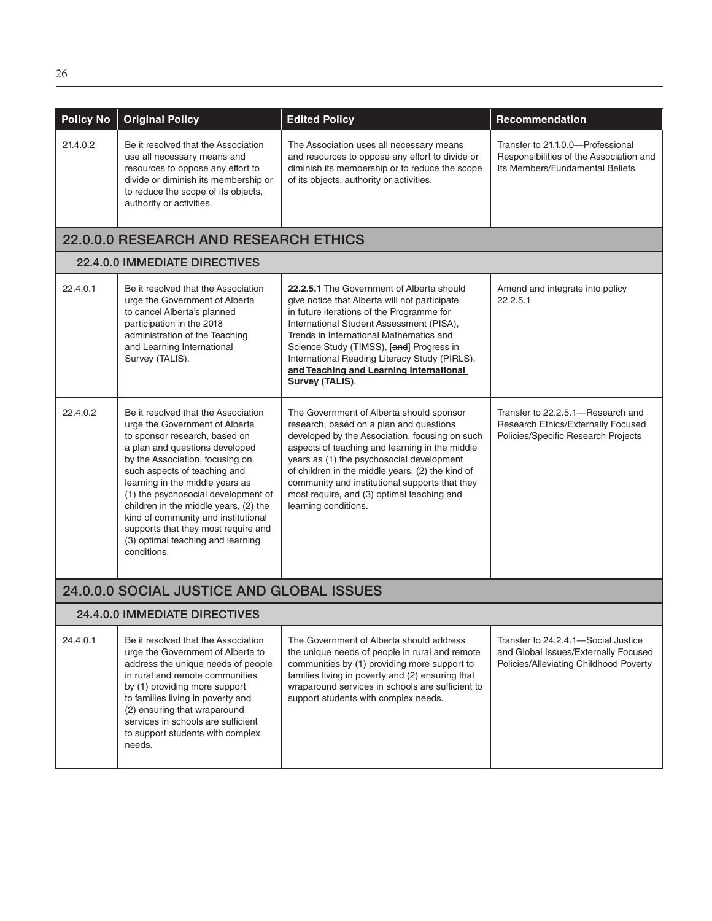| Policy No | Original Policy | Edited Policy | Recommendation |
|---|---|---|---|
| 21.4.0.2 | Be it resolved that the Association use all necessary means and resources to oppose any effort to divide or diminish its membership or to reduce the scope of its objects, authority or activities. | The Association uses all necessary means and resources to oppose any effort to divide or diminish its membership or to reduce the scope of its objects, authority or activities. | Transfer to 21.1.0.0—Professional Responsibilities of the Association and Its Members/Fundamental Beliefs |
| **22.0.0.0 RESEARCH AND RESEARCH ETHICS** | | | |
| **22.4.0.0 IMMEDIATE DIRECTIVES** | | | |
| 22.4.0.1 | Be it resolved that the Association urge the Government of Alberta to cancel Alberta's planned participation in the 2018 administration of the Teaching and Learning International Survey (TALIS). | **22.2.5.1** The Government of Alberta should give notice that Alberta will not participate in future iterations of the Programme for International Student Assessment (PISA), Trends in International Mathematics and Science Study (TIMSS), [~~and~~] Progress in International Reading Literacy Study (PIRLS), **and Teaching and Learning International Survey (TALIS)**. | Amend and integrate into policy 22.2.5.1 |
| 22.4.0.2 | Be it resolved that the Association urge the Government of Alberta to sponsor research, based on a plan and questions developed by the Association, focusing on such aspects of teaching and learning in the middle years as (1) the psychosocial development of children in the middle years, (2) the kind of community and institutional supports that they most require and (3) optimal teaching and learning conditions. | The Government of Alberta should sponsor research, based on a plan and questions developed by the Association, focusing on such aspects of teaching and learning in the middle years as (1) the psychosocial development of children in the middle years, (2) the kind of community and institutional supports that they most require, and (3) optimal teaching and learning conditions. | Transfer to 22.2.5.1—Research and Research Ethics/Externally Focused Policies/Specific Research Projects |
| **24.0.0.0 SOCIAL JUSTICE AND GLOBAL ISSUES** | | | |
| **24.4.0.0 IMMEDIATE DIRECTIVES** | | | |
| 24.4.0.1 | Be it resolved that the Association urge the Government of Alberta to address the unique needs of people in rural and remote communities by (1) providing more support to families living in poverty and (2) ensuring that wraparound services in schools are sufficient to support students with complex needs. | The Government of Alberta should address the unique needs of people in rural and remote communities by (1) providing more support to families living in poverty and (2) ensuring that wraparound services in schools are sufficient to support students with complex needs. | Transfer to 24.2.4.1—Social Justice and Global Issues/Externally Focused Policies/Alleviating Childhood Poverty |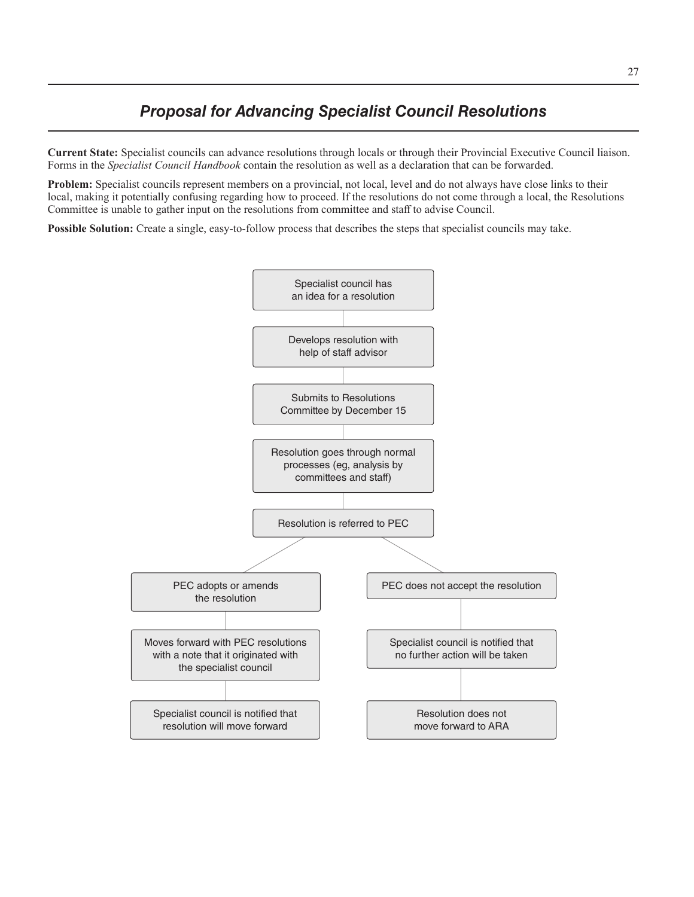# *Proposal for Advancing Specialist Council Resolutions*

**Current State:** Specialist councils can advance resolutions through locals or through their Provincial Executive Council liaison. Forms in the *Specialist Council Handbook* contain the resolution as well as a declaration that can be forwarded.

**Problem:** Specialist councils represent members on a provincial, not local, level and do not always have close links to their local, making it potentially confusing regarding how to proceed. If the resolutions do not come through a local, the Resolutions Committee is unable to gather input on the resolutions from committee and staff to advise Council.

**Possible Solution:** Create a single, easy-to-follow process that describes the steps that specialist councils may take.

Specialist council has an idea for a resolution

Develops resolution with help of staff advisor

Submits to Resolutions Committee by December 15

Resolution goes through normal processes (eg, analysis by committees and staff)

Resolution is referred to PEC

PEC adopts or amends the resolution

Moves forward with PEC resolutions with a note that it originated with the specialist council

Specialist council is notified that resolution will move forward

PEC does not accept the resolution

Specialist council is notified that no further action will be taken

Resolution does not move forward to ARA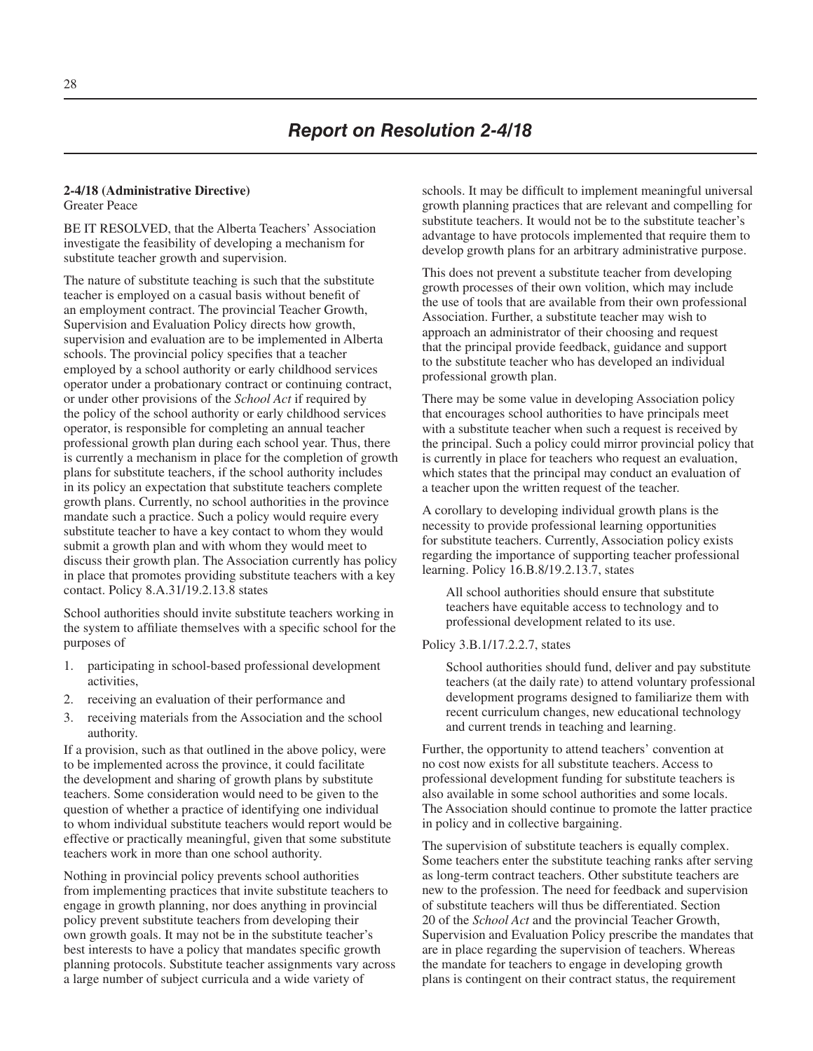# Report on Resolution 2-4/18

**2-4/18 (Administrative Directive)**
Greater Peace

BE IT RESOLVED, that the Alberta Teachers' Association investigate the feasibility of developing a mechanism for substitute teacher growth and supervision.

The nature of substitute teaching is such that the substitute teacher is employed on a casual basis without benefit of an employment contract. The provincial Teacher Growth, Supervision and Evaluation Policy directs how growth, supervision and evaluation are to be implemented in Alberta schools. The provincial policy specifies that a teacher employed by a school authority or early childhood services operator under a probationary contract or continuing contract, or under other provisions of the *School Act* if required by the policy of the school authority or early childhood services operator, is responsible for completing an annual teacher professional growth plan during each school year. Thus, there is currently a mechanism in place for the completion of growth plans for substitute teachers, if the school authority includes in its policy an expectation that substitute teachers complete growth plans. Currently, no school authorities in the province mandate such a practice. Such a policy would require every substitute teacher to have a key contact to whom they would submit a growth plan and with whom they would meet to discuss their growth plan. The Association currently has policy in place that promotes providing substitute teachers with a key contact. Policy 8.A.31/19.2.13.8 states

School authorities should invite substitute teachers working in the system to affiliate themselves with a specific school for the purposes of

1. participating in school-based professional development activities,
2. receiving an evaluation of their performance and
3. receiving materials from the Association and the school authority.

If a provision, such as that outlined in the above policy, were to be implemented across the province, it could facilitate the development and sharing of growth plans by substitute teachers. Some consideration would need to be given to the question of whether a practice of identifying one individual to whom individual substitute teachers would report would be effective or practically meaningful, given that some substitute teachers work in more than one school authority.

Nothing in provincial policy prevents school authorities from implementing practices that invite substitute teachers to engage in growth planning, nor does anything in provincial policy prevent substitute teachers from developing their own growth goals. It may not be in the substitute teacher's best interests to have a policy that mandates specific growth planning protocols. Substitute teacher assignments vary across a large number of subject curricula and a wide variety of schools. It may be difficult to implement meaningful universal growth planning practices that are relevant and compelling for substitute teachers. It would not be to the substitute teacher's advantage to have protocols implemented that require them to develop growth plans for an arbitrary administrative purpose.

This does not prevent a substitute teacher from developing growth processes of their own volition, which may include the use of tools that are available from their own professional Association. Further, a substitute teacher may wish to approach an administrator of their choosing and request that the principal provide feedback, guidance and support to the substitute teacher who has developed an individual professional growth plan.

There may be some value in developing Association policy that encourages school authorities to have principals meet with a substitute teacher when such a request is received by the principal. Such a policy could mirror provincial policy that is currently in place for teachers who request an evaluation, which states that the principal may conduct an evaluation of a teacher upon the written request of the teacher.

A corollary to developing individual growth plans is the necessity to provide professional learning opportunities for substitute teachers. Currently, Association policy exists regarding the importance of supporting teacher professional learning. Policy 16.B.8/19.2.13.7, states

> All school authorities should ensure that substitute teachers have equitable access to technology and to professional development related to its use.

Policy 3.B.1/17.2.2.7, states

> School authorities should fund, deliver and pay substitute teachers (at the daily rate) to attend voluntary professional development programs designed to familiarize them with recent curriculum changes, new educational technology and current trends in teaching and learning.

Further, the opportunity to attend teachers' convention at no cost now exists for all substitute teachers. Access to professional development funding for substitute teachers is also available in some school authorities and some locals. The Association should continue to promote the latter practice in policy and in collective bargaining.

The supervision of substitute teachers is equally complex. Some teachers enter the substitute teaching ranks after serving as long-term contract teachers. Other substitute teachers are new to the profession. The need for feedback and supervision of substitute teachers will thus be differentiated. Section 20 of the *School Act* and the provincial Teacher Growth, Supervision and Evaluation Policy prescribe the mandates that are in place regarding the supervision of teachers. Whereas the mandate for teachers to engage in developing growth plans is contingent on their contract status, the requirement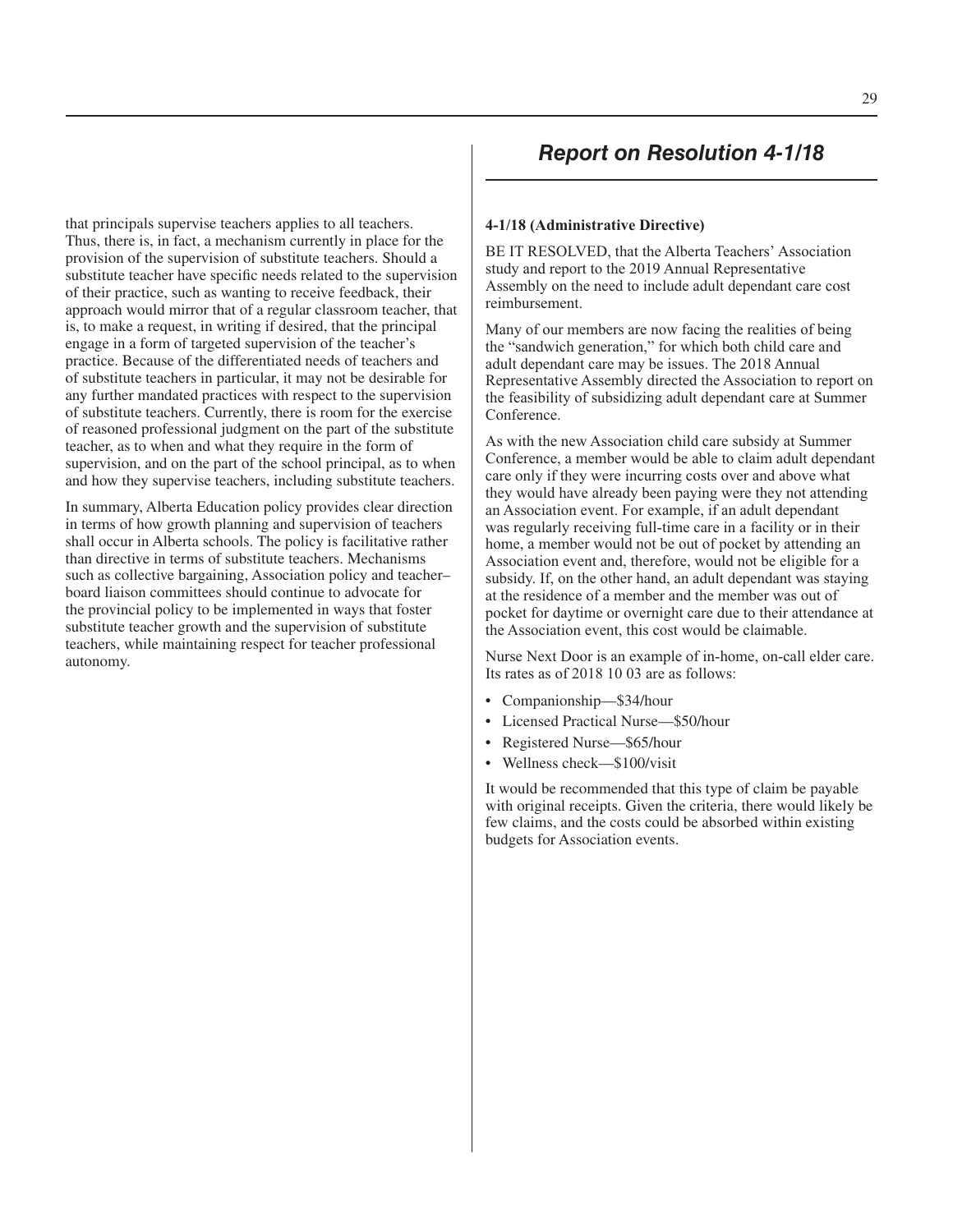that principals supervise teachers applies to all teachers. Thus, there is, in fact, a mechanism currently in place for the provision of the supervision of substitute teachers. Should a substitute teacher have specific needs related to the supervision of their practice, such as wanting to receive feedback, their approach would mirror that of a regular classroom teacher, that is, to make a request, in writing if desired, that the principal engage in a form of targeted supervision of the teacher's practice. Because of the differentiated needs of teachers and of substitute teachers in particular, it may not be desirable for any further mandated practices with respect to the supervision of substitute teachers. Currently, there is room for the exercise of reasoned professional judgment on the part of the substitute teacher, as to when and what they require in the form of supervision, and on the part of the school principal, as to when and how they supervise teachers, including substitute teachers.

In summary, Alberta Education policy provides clear direction in terms of how growth planning and supervision of teachers shall occur in Alberta schools. The policy is facilitative rather than directive in terms of substitute teachers. Mechanisms such as collective bargaining, Association policy and teacher–board liaison committees should continue to advocate for the provincial policy to be implemented in ways that foster substitute teacher growth and the supervision of substitute teachers, while maintaining respect for teacher professional autonomy.

# *Report on Resolution 4-1/18*

**4-1/18 (Administrative Directive)**

BE IT RESOLVED, that the Alberta Teachers' Association study and report to the 2019 Annual Representative Assembly on the need to include adult dependant care cost reimbursement.

Many of our members are now facing the realities of being the "sandwich generation," for which both child care and adult dependant care may be issues. The 2018 Annual Representative Assembly directed the Association to report on the feasibility of subsidizing adult dependant care at Summer Conference.

As with the new Association child care subsidy at Summer Conference, a member would be able to claim adult dependant care only if they were incurring costs over and above what they would have already been paying were they not attending an Association event. For example, if an adult dependant was regularly receiving full-time care in a facility or in their home, a member would not be out of pocket by attending an Association event and, therefore, would not be eligible for a subsidy. If, on the other hand, an adult dependant was staying at the residence of a member and the member was out of pocket for daytime or overnight care due to their attendance at the Association event, this cost would be claimable.

Nurse Next Door is an example of in-home, on-call elder care. Its rates as of 2018 10 03 are as follows:

- Companionship—$34/hour
- Licensed Practical Nurse—$50/hour
- Registered Nurse—$65/hour
- Wellness check—$100/visit

It would be recommended that this type of claim be payable with original receipts. Given the criteria, there would likely be few claims, and the costs could be absorbed within existing budgets for Association events.